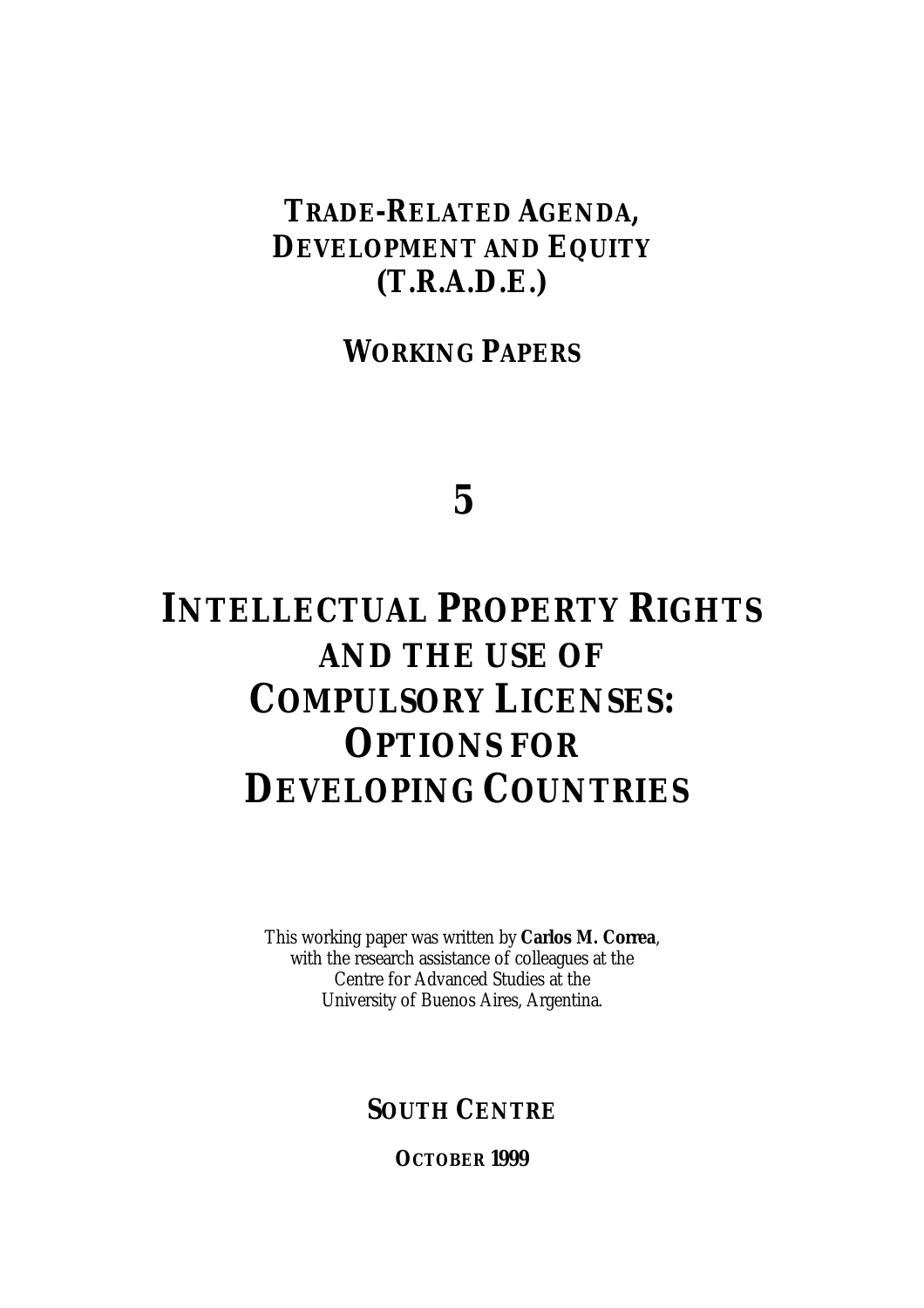# TRADE-RELATED AGENDA, DEVELOPMENT AND EQUITY (T.R.A.D.E.)

## WORKING PAPERS

## 5

# INTELLECTUAL PROPERTY RIGHTS AND THE USE OF COMPULSORY LICENSES: OPTIONS FOR DEVELOPING COUNTRIES

This working paper was written by **Carlos M. Correa**, with the research assistance of colleagues at the Centre for Advanced Studies at the University of Buenos Aires, Argentina.

**SOUTH CENTRE**

**OCTOBER 1999**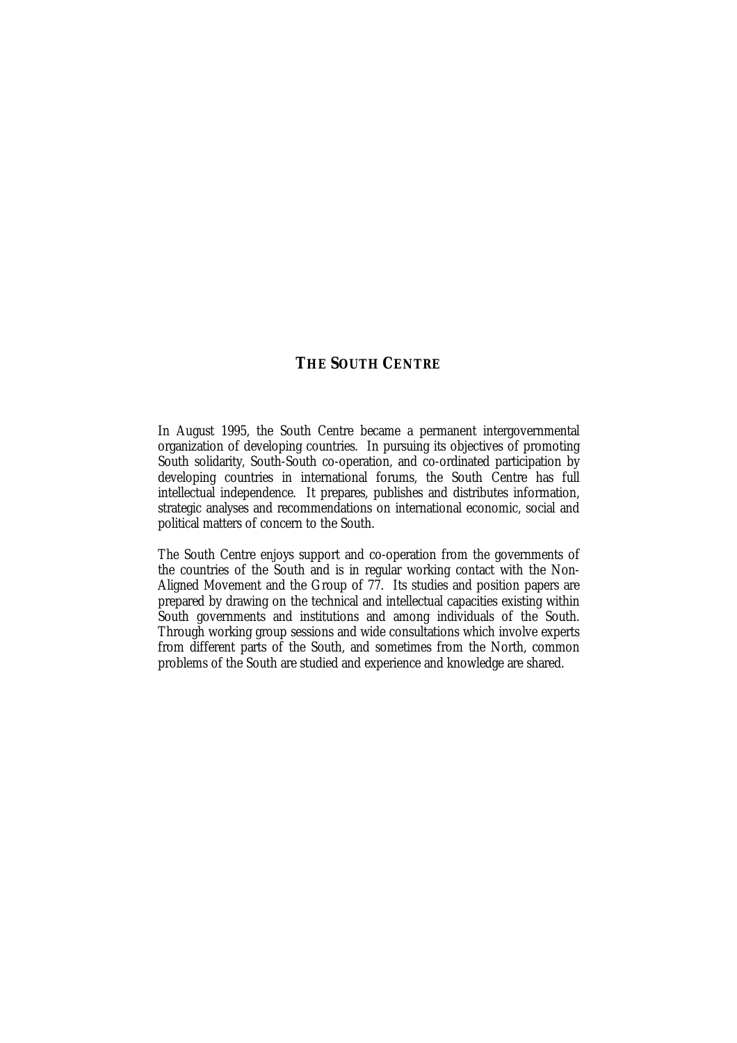## THE SOUTH CENTRE

In August 1995, the South Centre became a permanent intergovernmental organization of developing countries. In pursuing its objectives of promoting South solidarity, South-South co-operation, and co-ordinated participation by developing countries in international forums, the South Centre has full intellectual independence. It prepares, publishes and distributes information, strategic analyses and recommendations on international economic, social and political matters of concern to the South.

The South Centre enjoys support and co-operation from the governments of the countries of the South and is in regular working contact with the Non-Aligned Movement and the Group of 77. Its studies and position papers are prepared by drawing on the technical and intellectual capacities existing within South governments and institutions and among individuals of the South. Through working group sessions and wide consultations which involve experts from different parts of the South, and sometimes from the North, common problems of the South are studied and experience and knowledge are shared.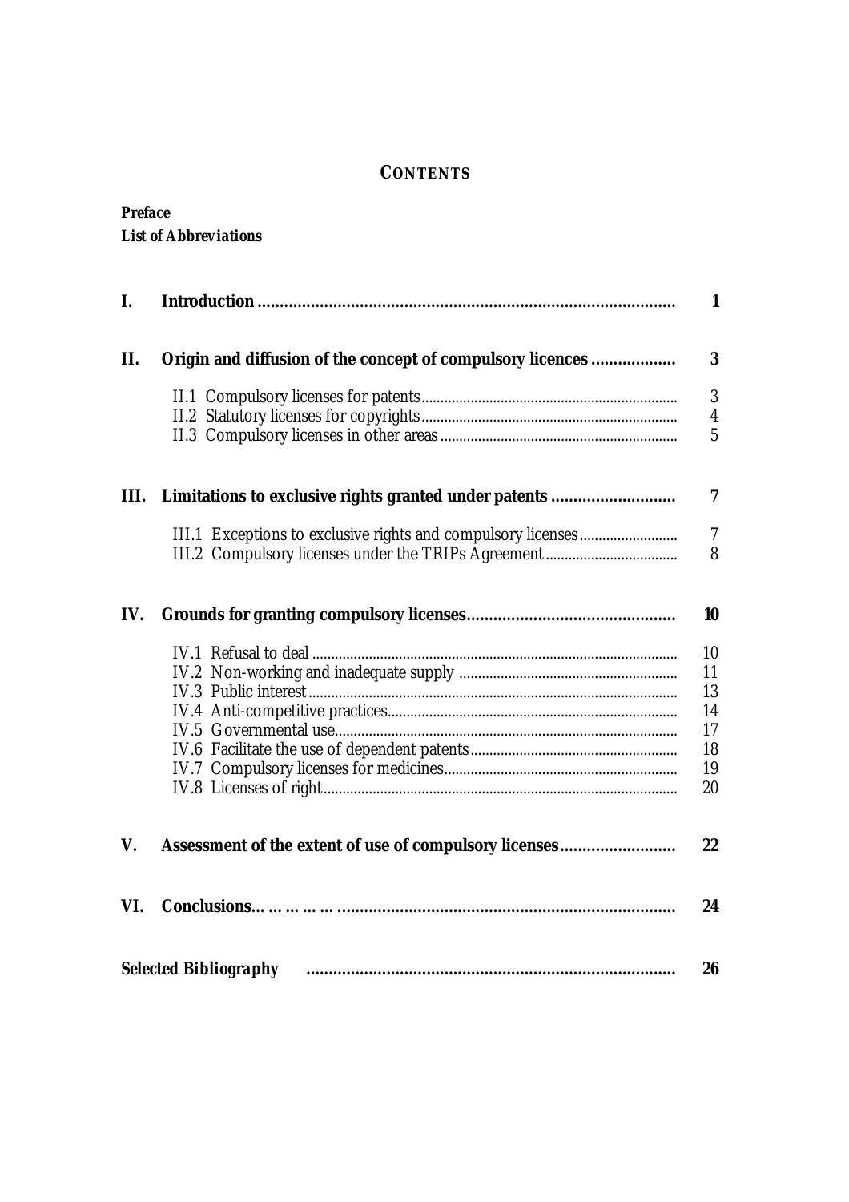# CONTENTS

***Preface***
***List of Abbreviations***

| | | |
|---|---|---|
| **I.** | **Introduction** | **1** |
| **II.** | **Origin and diffusion of the concept of compulsory licences** | **3** |
| | II.1 Compulsory licenses for patents | 3 |
| | II.2 Statutory licenses for copyrights | 4 |
| | II.3 Compulsory licenses in other areas | 5 |
| **III.** | **Limitations to exclusive rights granted under patents** | **7** |
| | III.1 Exceptions to exclusive rights and compulsory licenses | 7 |
| | III.2 Compulsory licenses under the TRIPs Agreement | 8 |
| **IV.** | **Grounds for granting compulsory licenses** | **10** |
| | IV.1 Refusal to deal | 10 |
| | IV.2 Non-working and inadequate supply | 11 |
| | IV.3 Public interest | 13 |
| | IV.4 Anti-competitive practices | 14 |
| | IV.5 Governmental use | 17 |
| | IV.6 Facilitate the use of dependent patents | 18 |
| | IV.7 Compulsory licenses for medicines | 19 |
| | IV.8 Licenses of right | 20 |
| **V.** | **Assessment of the extent of use of compulsory licenses** | **22** |
| **VI.** | **Conclusions** | **24** |
| **Selected Bibliography** | | **26** |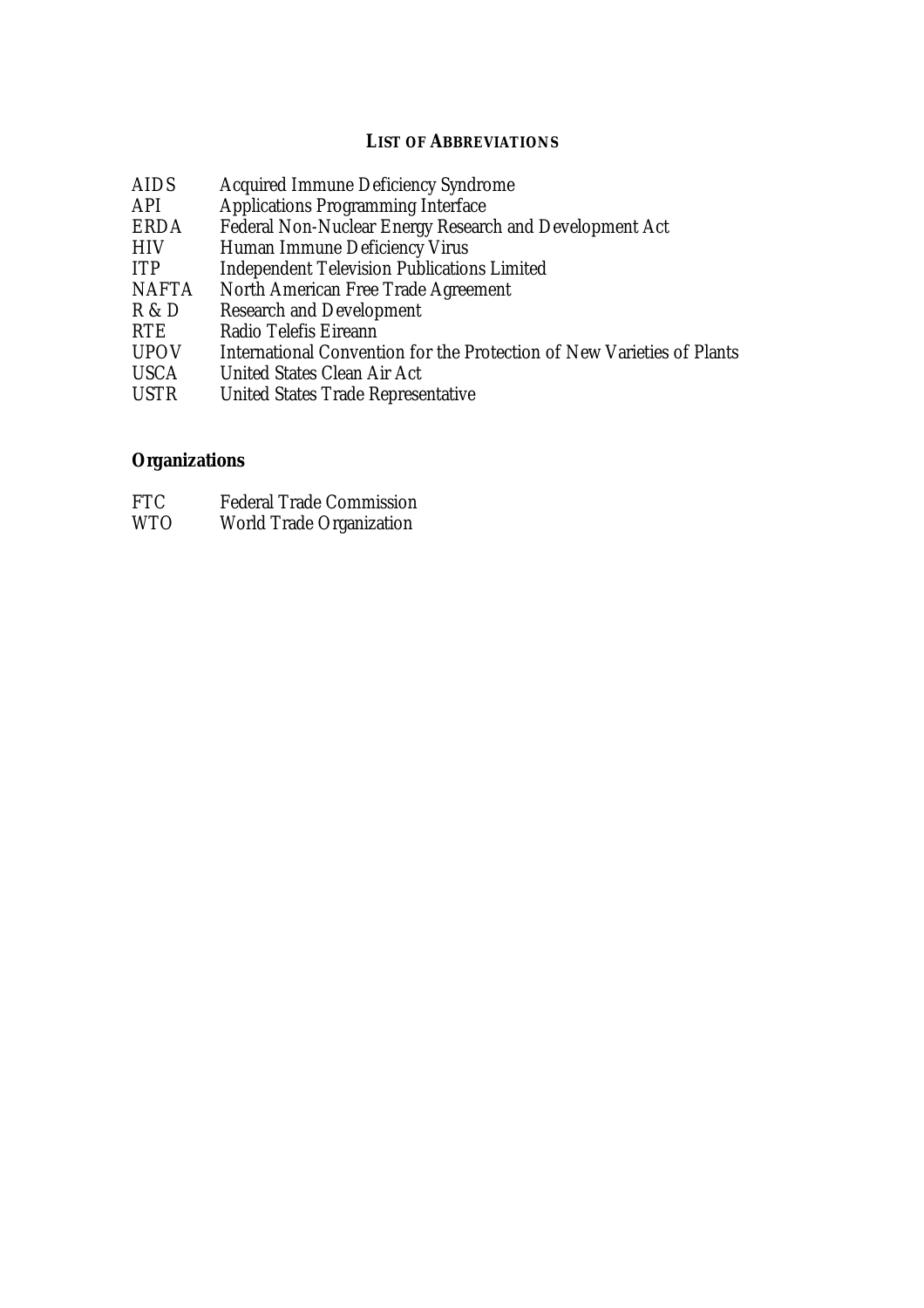# LIST OF ABBREVIATIONS

| | |
|---|---|
| AIDS | Acquired Immune Deficiency Syndrome |
| API | Applications Programming Interface |
| ERDA | Federal Non-Nuclear Energy Research and Development Act |
| HIV | Human Immune Deficiency Virus |
| ITP | Independent Television Publications Limited |
| NAFTA | North American Free Trade Agreement |
| R & D | Research and Development |
| RTE | Radio Telefis Eireann |
| UPOV | International Convention for the Protection of New Varieties of Plants |
| USCA | United States Clean Air Act |
| USTR | United States Trade Representative |

## Organizations

| | |
|---|---|
| FTC | Federal Trade Commission |
| WTO | World Trade Organization |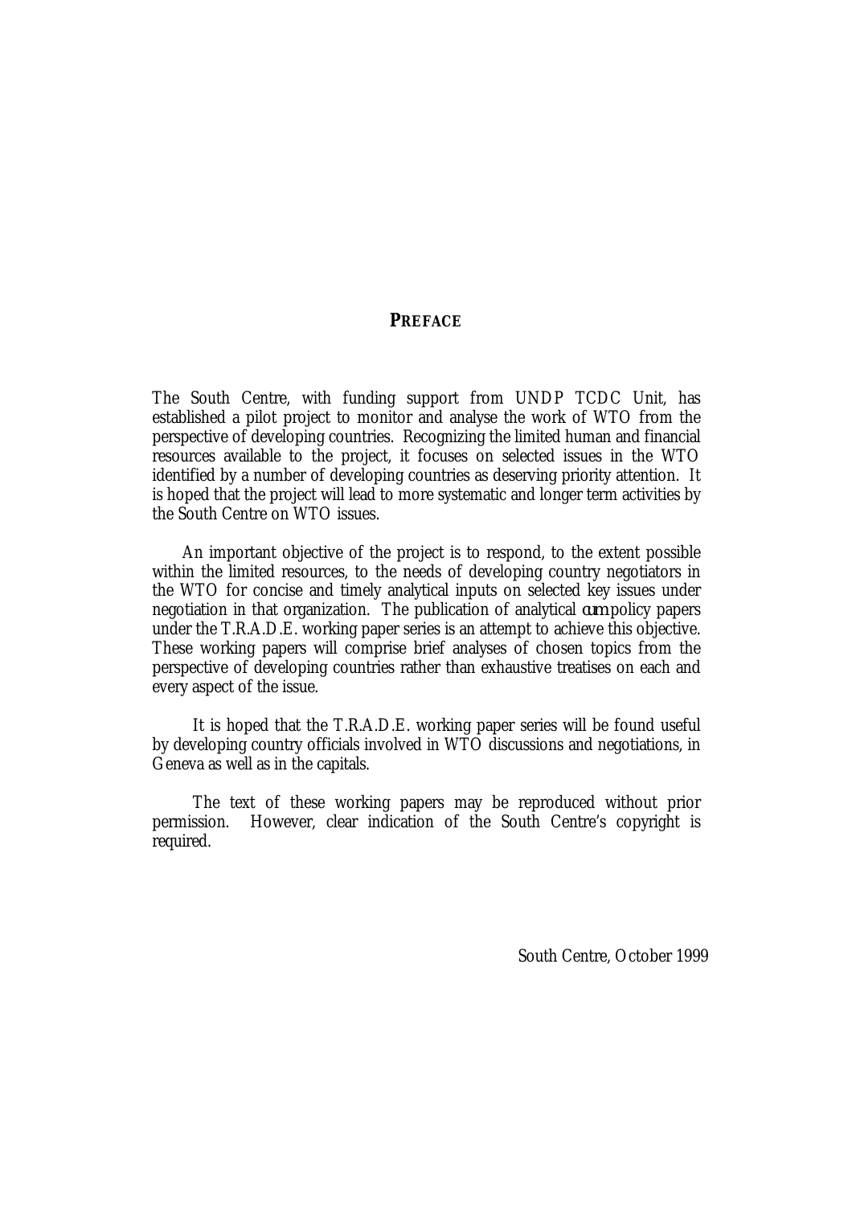# ***PREFACE***

The South Centre, with funding support from UNDP TCDC Unit, has established a pilot project to monitor and analyse the work of WTO from the perspective of developing countries. Recognizing the limited human and financial resources available to the project, it focuses on selected issues in the WTO identified by a number of developing countries as deserving priority attention. It is hoped that the project will lead to more systematic and longer term activities by the South Centre on WTO issues.

An important objective of the project is to respond, to the extent possible within the limited resources, to the needs of developing country negotiators in the WTO for concise and timely analytical inputs on selected key issues under negotiation in that organization. The publication of analytical *cum* policy papers under the T.R.A.D.E. working paper series is an attempt to achieve this objective. These working papers will comprise brief analyses of chosen topics from the perspective of developing countries rather than exhaustive treatises on each and every aspect of the issue.

It is hoped that the T.R.A.D.E. working paper series will be found useful by developing country officials involved in WTO discussions and negotiations, in Geneva as well as in the capitals.

The text of these working papers may be reproduced without prior permission. However, clear indication of the South Centre's copyright is required.

South Centre, October 1999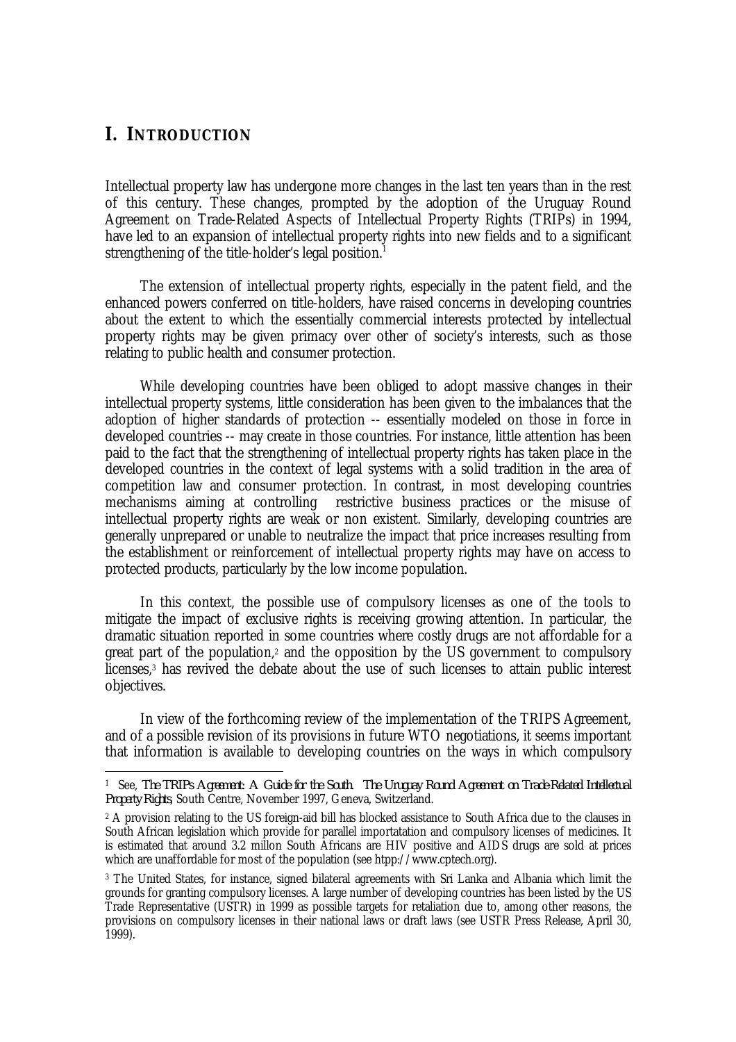# I. INTRODUCTION

Intellectual property law has undergone more changes in the last ten years than in the rest of this century. These changes, prompted by the adoption of the Uruguay Round Agreement on Trade-Related Aspects of Intellectual Property Rights (TRIPs) in 1994, have led to an expansion of intellectual property rights into new fields and to a significant strengthening of the title-holder's legal position.[1]

The extension of intellectual property rights, especially in the patent field, and the enhanced powers conferred on title-holders, have raised concerns in developing countries about the extent to which the essentially commercial interests protected by intellectual property rights may be given primacy over other of society's interests, such as those relating to public health and consumer protection.

While developing countries have been obliged to adopt massive changes in their intellectual property systems, little consideration has been given to the imbalances that the adoption of higher standards of protection -- essentially modeled on those in force in developed countries -- may create in those countries. For instance, little attention has been paid to the fact that the strengthening of intellectual property rights has taken place in the developed countries in the context of legal systems with a solid tradition in the area of competition law and consumer protection. In contrast, in most developing countries mechanisms aiming at controlling restrictive business practices or the misuse of intellectual property rights are weak or non existent. Similarly, developing countries are generally unprepared or unable to neutralize the impact that price increases resulting from the establishment or reinforcement of intellectual property rights may have on access to protected products, particularly by the low income population.

In this context, the possible use of compulsory licenses as one of the tools to mitigate the impact of exclusive rights is receiving growing attention. In particular, the dramatic situation reported in some countries where costly drugs are not affordable for a great part of the population,[2] and the opposition by the US government to compulsory licenses,[3] has revived the debate about the use of such licenses to attain public interest objectives.

In view of the forthcoming review of the implementation of the TRIPS Agreement, and of a possible revision of its provisions in future WTO negotiations, it seems important that information is available to developing countries on the ways in which compulsory

---

[1] See, *The TRIPs Agreement: A Guide for the South. The Uruguay Round Agreement on Trade-Related Intellectual Property Rights*, South Centre, November 1997, Geneva, Switzerland.

[2] A provision relating to the US foreign-aid bill has blocked assistance to South Africa due to the clauses in South African legislation which provide for parallel importatation and compulsory licenses of medicines. It is estimated that around 3.2 millon South Africans are HIV positive and AIDS drugs are sold at prices which are unaffordable for most of the population (see htpp://www.cptech.org).

[3] The United States, for instance, signed bilateral agreements with Sri Lanka and Albania which limit the grounds for granting compulsory licenses. A large number of developing countries has been listed by the US Trade Representative (USTR) in 1999 as possible targets for retaliation due to, among other reasons, the provisions on compulsory licenses in their national laws or draft laws (see USTR Press Release, April 30, 1999).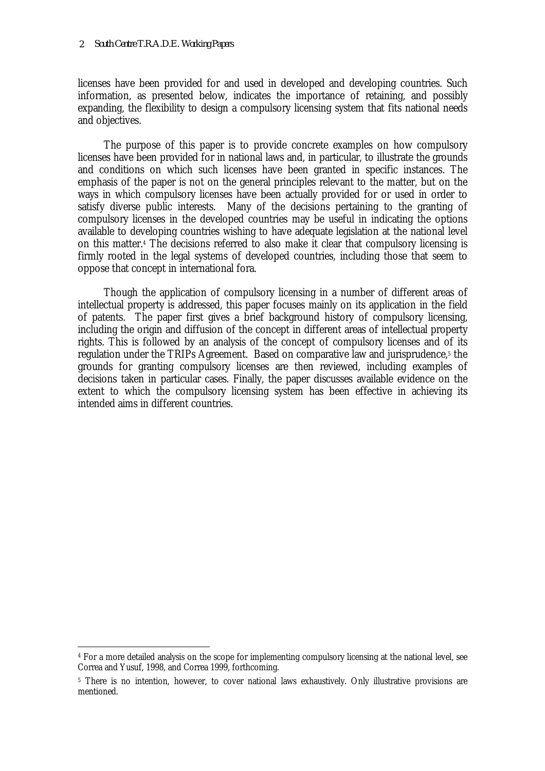licenses have been provided for and used in developed and developing countries. Such information, as presented below, indicates the importance of retaining, and possibly expanding, the flexibility to design a compulsory licensing system that fits national needs and objectives.

The purpose of this paper is to provide concrete examples on how compulsory licenses have been provided for in national laws and, in particular, to illustrate the grounds and conditions on which such licenses have been granted in specific instances. The emphasis of the paper is not on the general principles relevant to the matter, but on the ways in which compulsory licenses have been actually provided for or used in order to satisfy diverse public interests. Many of the decisions pertaining to the granting of compulsory licenses in the developed countries may be useful in indicating the options available to developing countries wishing to have adequate legislation at the national level on this matter.[4] The decisions referred to also make it clear that compulsory licensing is firmly rooted in the legal systems of developed countries, including those that seem to oppose that concept in international fora.

Though the application of compulsory licensing in a number of different areas of intellectual property is addressed, this paper focuses mainly on its application in the field of patents. The paper first gives a brief background history of compulsory licensing, including the origin and diffusion of the concept in different areas of intellectual property rights. This is followed by an analysis of the concept of compulsory licenses and of its regulation under the TRIPs Agreement. Based on comparative law and jurisprudence,[5] the grounds for granting compulsory licenses are then reviewed, including examples of decisions taken in particular cases. Finally, the paper discusses available evidence on the extent to which the compulsory licensing system has been effective in achieving its intended aims in different countries.

---

[4] For a more detailed analysis on the scope for implementing compulsory licensing at the national level, see Correa and Yusuf, 1998, and Correa 1999, forthcoming.

[5] There is no intention, however, to cover national laws exhaustively. Only illustrative provisions are mentioned.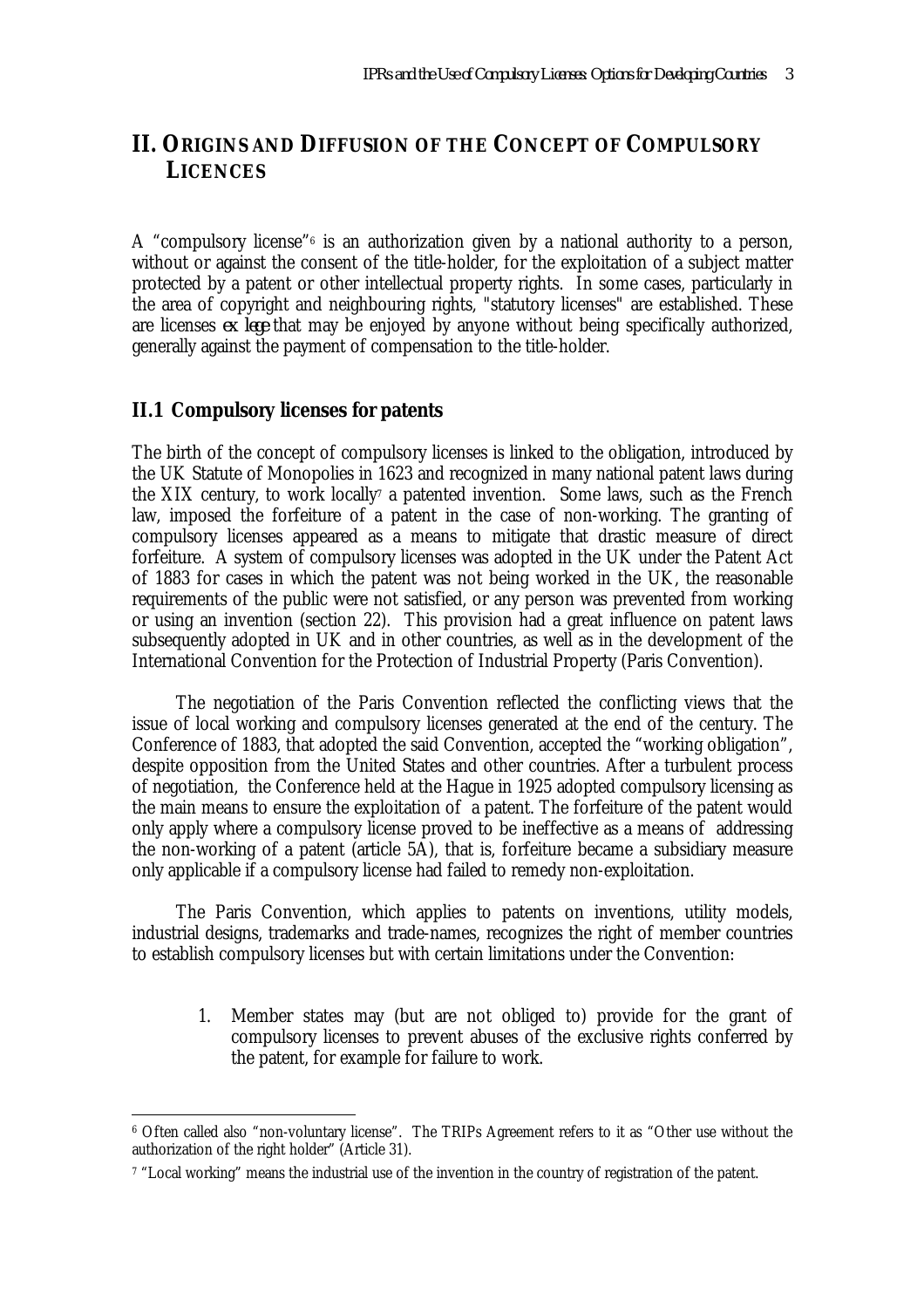## II. ORIGINS AND DIFFUSION OF THE CONCEPT OF COMPULSORY LICENCES

A "compulsory license"[6] is an authorization given by a national authority to a person, without or against the consent of the title-holder, for the exploitation of a subject matter protected by a patent or other intellectual property rights. In some cases, particularly in the area of copyright and neighbouring rights, "statutory licenses" are established. These are licenses *ex lege* that may be enjoyed by anyone without being specifically authorized, generally against the payment of compensation to the title-holder.

### II.1 Compulsory licenses for patents

The birth of the concept of compulsory licenses is linked to the obligation, introduced by the UK Statute of Monopolies in 1623 and recognized in many national patent laws during the XIX century, to work locally[7] a patented invention. Some laws, such as the French law, imposed the forfeiture of a patent in the case of non-working. The granting of compulsory licenses appeared as a means to mitigate that drastic measure of direct forfeiture. A system of compulsory licenses was adopted in the UK under the Patent Act of 1883 for cases in which the patent was not being worked in the UK, the reasonable requirements of the public were not satisfied, or any person was prevented from working or using an invention (section 22). This provision had a great influence on patent laws subsequently adopted in UK and in other countries, as well as in the development of the International Convention for the Protection of Industrial Property (Paris Convention).

The negotiation of the Paris Convention reflected the conflicting views that the issue of local working and compulsory licenses generated at the end of the century. The Conference of 1883, that adopted the said Convention, accepted the "working obligation", despite opposition from the United States and other countries. After a turbulent process of negotiation, the Conference held at the Hague in 1925 adopted compulsory licensing as the main means to ensure the exploitation of a patent. The forfeiture of the patent would only apply where a compulsory license proved to be ineffective as a means of addressing the non-working of a patent (article 5A), that is, forfeiture became a subsidiary measure only applicable if a compulsory license had failed to remedy non-exploitation.

The Paris Convention, which applies to patents on inventions, utility models, industrial designs, trademarks and trade-names, recognizes the right of member countries to establish compulsory licenses but with certain limitations under the Convention:

1. Member states may (but are not obliged to) provide for the grant of compulsory licenses to prevent abuses of the exclusive rights conferred by the patent, for example for failure to work.

---

[6] Often called also "non-voluntary license". The TRIPs Agreement refers to it as "Other use without the authorization of the right holder" (Article 31).

[7] "Local working" means the industrial use of the invention in the country of registration of the patent.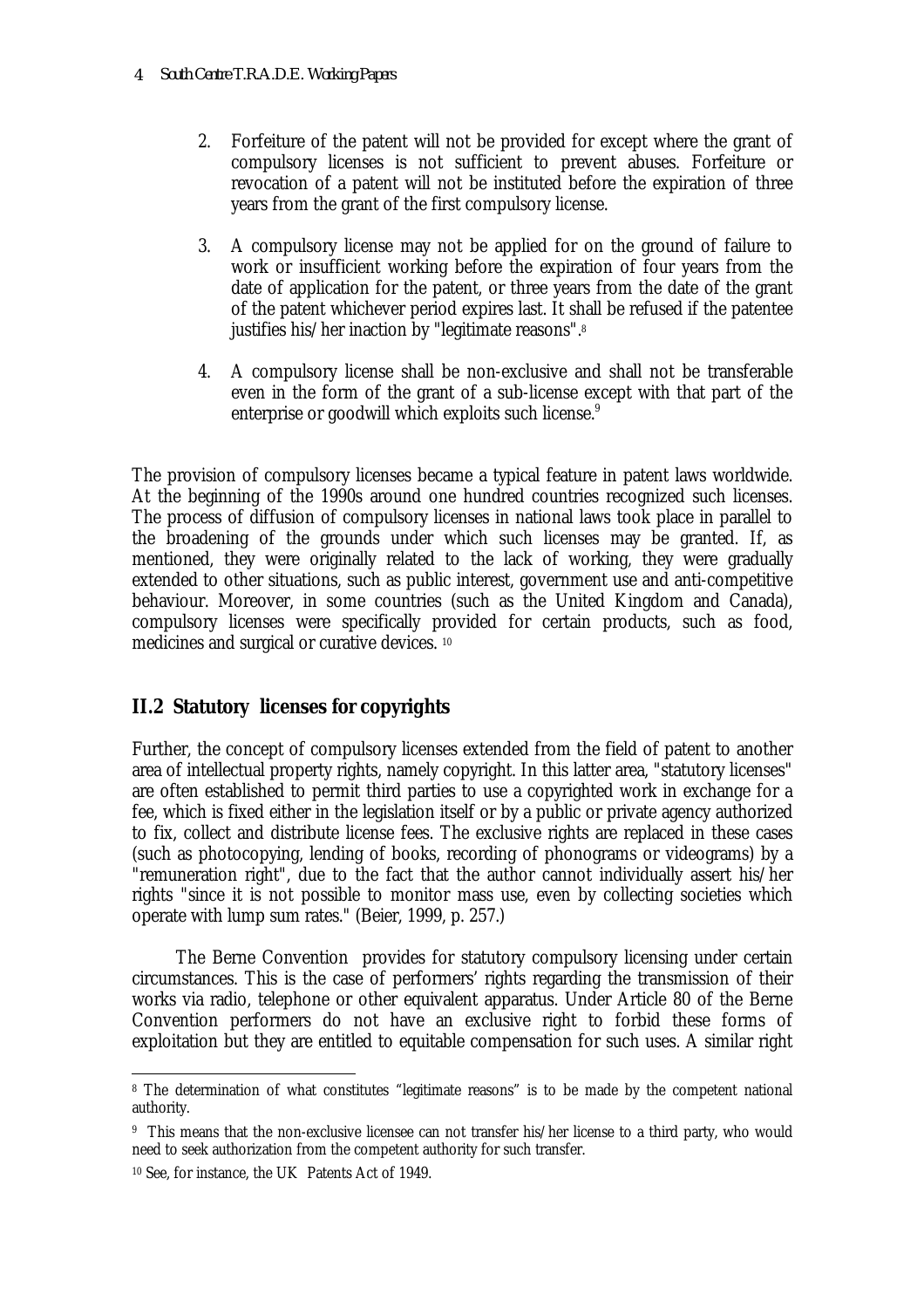2. Forfeiture of the patent will not be provided for except where the grant of compulsory licenses is not sufficient to prevent abuses. Forfeiture or revocation of a patent will not be instituted before the expiration of three years from the grant of the first compulsory license.

3. A compulsory license may not be applied for on the ground of failure to work or insufficient working before the expiration of four years from the date of application for the patent, or three years from the date of the grant of the patent whichever period expires last. It shall be refused if the patentee justifies his/her inaction by "legitimate reasons".[8]

4. A compulsory license shall be non-exclusive and shall not be transferable even in the form of the grant of a sub-license except with that part of the enterprise or goodwill which exploits such license.[9]

The provision of compulsory licenses became a typical feature in patent laws worldwide. At the beginning of the 1990s around one hundred countries recognized such licenses. The process of diffusion of compulsory licenses in national laws took place in parallel to the broadening of the grounds under which such licenses may be granted. If, as mentioned, they were originally related to the lack of working, they were gradually extended to other situations, such as public interest, government use and anti-competitive behaviour. Moreover, in some countries (such as the United Kingdom and Canada), compulsory licenses were specifically provided for certain products, such as food, medicines and surgical or curative devices. [10]

## II.2 Statutory licenses for copyrights

Further, the concept of compulsory licenses extended from the field of patent to another area of intellectual property rights, namely copyright. In this latter area, "statutory licenses" are often established to permit third parties to use a copyrighted work in exchange for a fee, which is fixed either in the legislation itself or by a public or private agency authorized to fix, collect and distribute license fees. The exclusive rights are replaced in these cases (such as photocopying, lending of books, recording of phonograms or videograms) by a "remuneration right", due to the fact that the author cannot individually assert his/her rights "since it is not possible to monitor mass use, even by collecting societies which operate with lump sum rates." (Beier, 1999, p. 257.)

The Berne Convention provides for statutory compulsory licensing under certain circumstances. This is the case of performers' rights regarding the transmission of their works via radio, telephone or other equivalent apparatus. Under Article 80 of the Berne Convention performers do not have an exclusive right to forbid these forms of exploitation but they are entitled to equitable compensation for such uses. A similar right

---

[8] The determination of what constitutes "legitimate reasons" is to be made by the competent national authority.

[9] This means that the non-exclusive licensee can not transfer his/her license to a third party, who would need to seek authorization from the competent authority for such transfer.

[10] See, for instance, the UK Patents Act of 1949.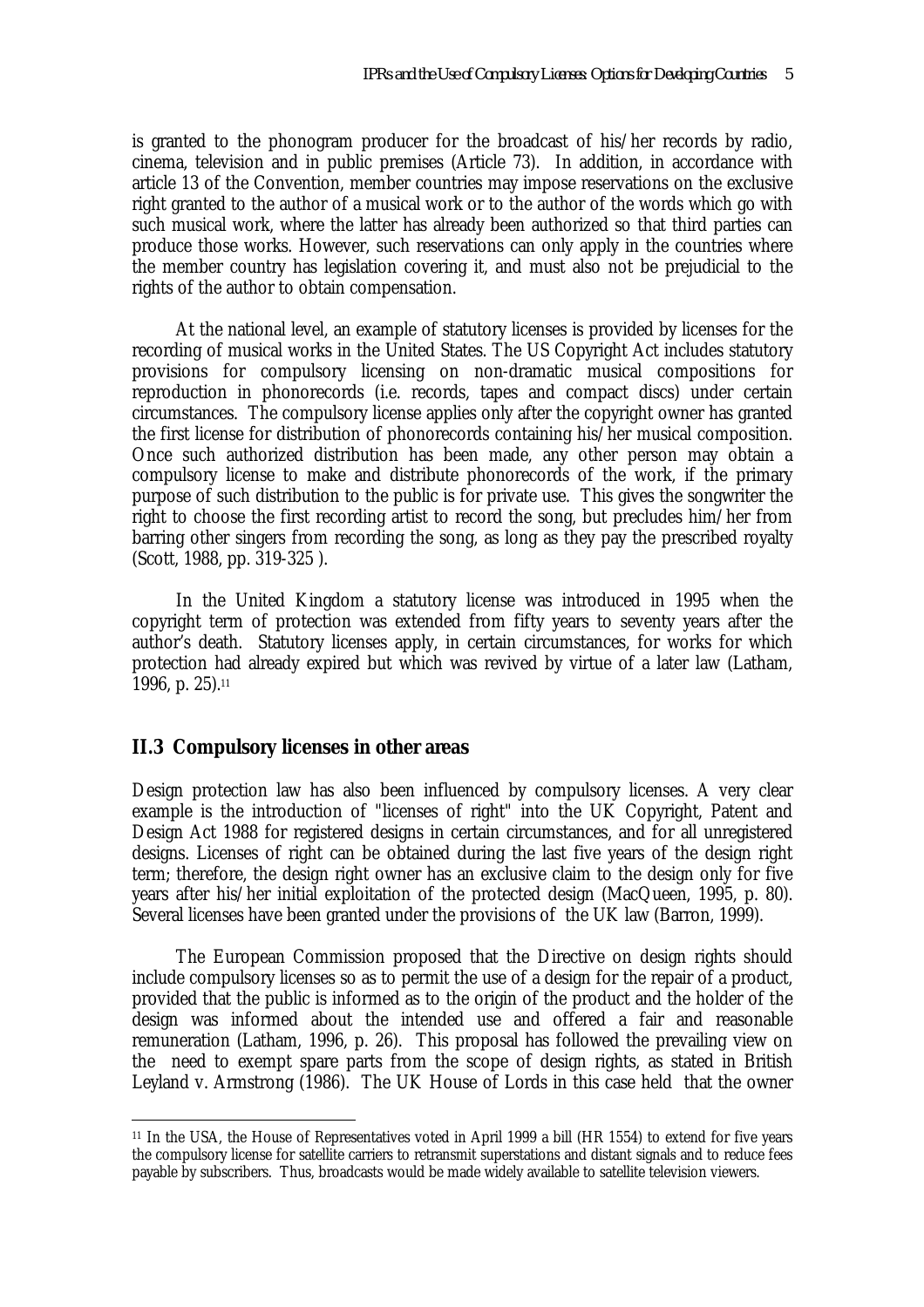is granted to the phonogram producer for the broadcast of his/her records by radio, cinema, television and in public premises (Article 73). In addition, in accordance with article 13 of the Convention, member countries may impose reservations on the exclusive right granted to the author of a musical work or to the author of the words which go with such musical work, where the latter has already been authorized so that third parties can produce those works. However, such reservations can only apply in the countries where the member country has legislation covering it, and must also not be prejudicial to the rights of the author to obtain compensation.

At the national level, an example of statutory licenses is provided by licenses for the recording of musical works in the United States. The US Copyright Act includes statutory provisions for compulsory licensing on non-dramatic musical compositions for reproduction in phonorecords (i.e. records, tapes and compact discs) under certain circumstances. The compulsory license applies only after the copyright owner has granted the first license for distribution of phonorecords containing his/her musical composition. Once such authorized distribution has been made, any other person may obtain a compulsory license to make and distribute phonorecords of the work, if the primary purpose of such distribution to the public is for private use. This gives the songwriter the right to choose the first recording artist to record the song, but precludes him/her from barring other singers from recording the song, as long as they pay the prescribed royalty (Scott, 1988, pp. 319-325 ).

In the United Kingdom a statutory license was introduced in 1995 when the copyright term of protection was extended from fifty years to seventy years after the author's death. Statutory licenses apply, in certain circumstances, for works for which protection had already expired but which was revived by virtue of a later law (Latham, 1996, p. 25).[11]

## II.3 Compulsory licenses in other areas

Design protection law has also been influenced by compulsory licenses. A very clear example is the introduction of "licenses of right" into the UK Copyright, Patent and Design Act 1988 for registered designs in certain circumstances, and for all unregistered designs. Licenses of right can be obtained during the last five years of the design right term; therefore, the design right owner has an exclusive claim to the design only for five years after his/her initial exploitation of the protected design (MacQueen, 1995, p. 80). Several licenses have been granted under the provisions of the UK law (Barron, 1999).

The European Commission proposed that the Directive on design rights should include compulsory licenses so as to permit the use of a design for the repair of a product, provided that the public is informed as to the origin of the product and the holder of the design was informed about the intended use and offered a fair and reasonable remuneration (Latham, 1996, p. 26). This proposal has followed the prevailing view on the need to exempt spare parts from the scope of design rights, as stated in British Leyland v. Armstrong (1986). The UK House of Lords in this case held that the owner

---

[11] In the USA, the House of Representatives voted in April 1999 a bill (HR 1554) to extend for five years the compulsory license for satellite carriers to retransmit superstations and distant signals and to reduce fees payable by subscribers. Thus, broadcasts would be made widely available to satellite television viewers.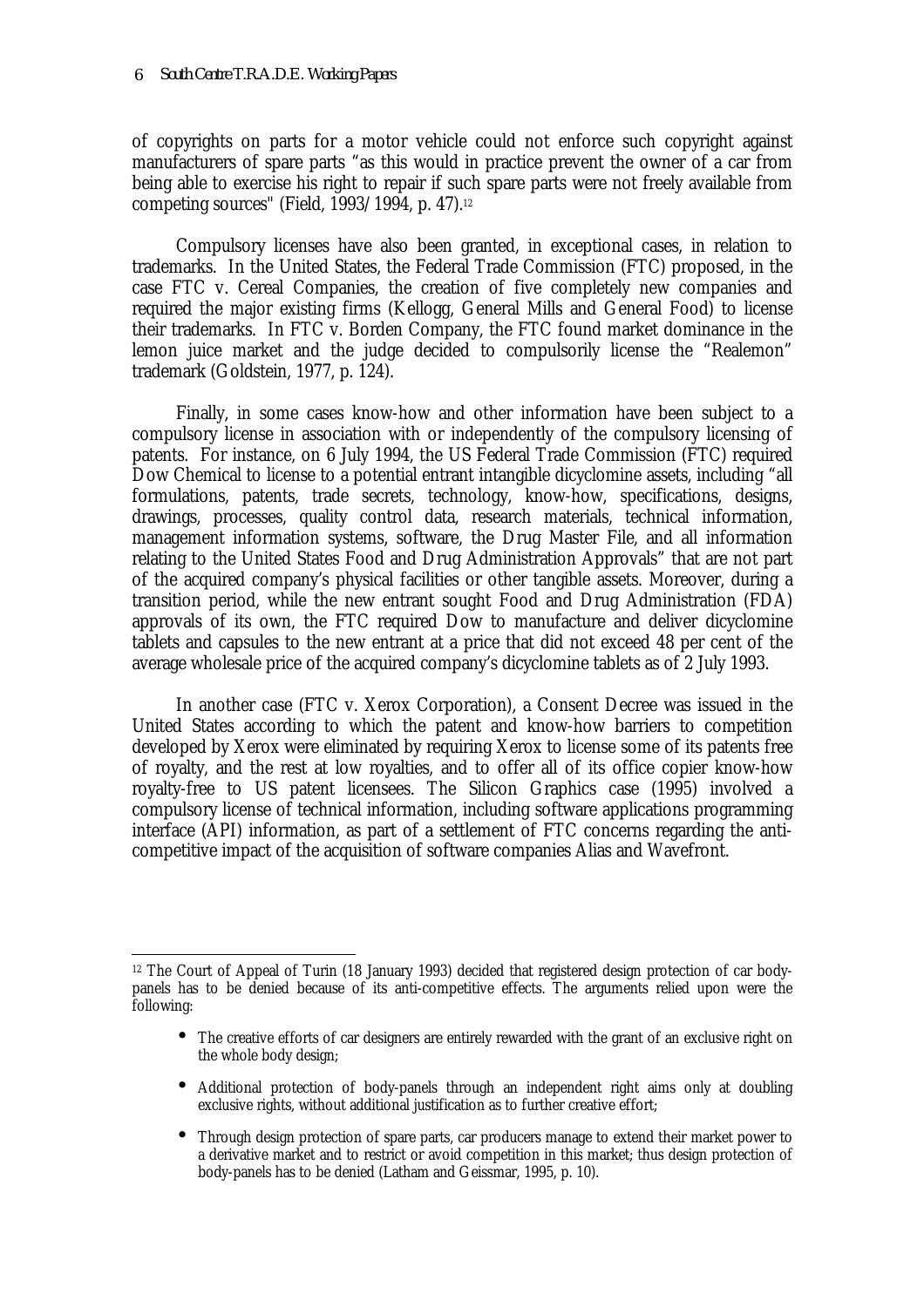of copyrights on parts for a motor vehicle could not enforce such copyright against manufacturers of spare parts "as this would in practice prevent the owner of a car from being able to exercise his right to repair if such spare parts were not freely available from competing sources" (Field, 1993/1994, p. 47).[12]

Compulsory licenses have also been granted, in exceptional cases, in relation to trademarks. In the United States, the Federal Trade Commission (FTC) proposed, in the case FTC v. Cereal Companies, the creation of five completely new companies and required the major existing firms (Kellogg, General Mills and General Food) to license their trademarks. In FTC v. Borden Company, the FTC found market dominance in the lemon juice market and the judge decided to compulsorily license the "Realemon" trademark (Goldstein, 1977, p. 124).

Finally, in some cases know-how and other information have been subject to a compulsory license in association with or independently of the compulsory licensing of patents. For instance, on 6 July 1994, the US Federal Trade Commission (FTC) required Dow Chemical to license to a potential entrant intangible dicyclomine assets, including "all formulations, patents, trade secrets, technology, know-how, specifications, designs, drawings, processes, quality control data, research materials, technical information, management information systems, software, the Drug Master File, and all information relating to the United States Food and Drug Administration Approvals" that are not part of the acquired company's physical facilities or other tangible assets. Moreover, during a transition period, while the new entrant sought Food and Drug Administration (FDA) approvals of its own, the FTC required Dow to manufacture and deliver dicyclomine tablets and capsules to the new entrant at a price that did not exceed 48 per cent of the average wholesale price of the acquired company's dicyclomine tablets as of 2 July 1993.

In another case (FTC v. Xerox Corporation), a Consent Decree was issued in the United States according to which the patent and know-how barriers to competition developed by Xerox were eliminated by requiring Xerox to license some of its patents free of royalty, and the rest at low royalties, and to offer all of its office copier know-how royalty-free to US patent licensees. The Silicon Graphics case (1995) involved a compulsory license of technical information, including software applications programming interface (API) information, as part of a settlement of FTC concerns regarding the anti-competitive impact of the acquisition of software companies Alias and Wavefront.

---

[12] The Court of Appeal of Turin (18 January 1993) decided that registered design protection of car body-panels has to be denied because of its anti-competitive effects. The arguments relied upon were the following:

- The creative efforts of car designers are entirely rewarded with the grant of an exclusive right on the whole body design;
- Additional protection of body-panels through an independent right aims only at doubling exclusive rights, without additional justification as to further creative effort;
- Through design protection of spare parts, car producers manage to extend their market power to a derivative market and to restrict or avoid competition in this market; thus design protection of body-panels has to be denied (Latham and Geissmar, 1995, p. 10).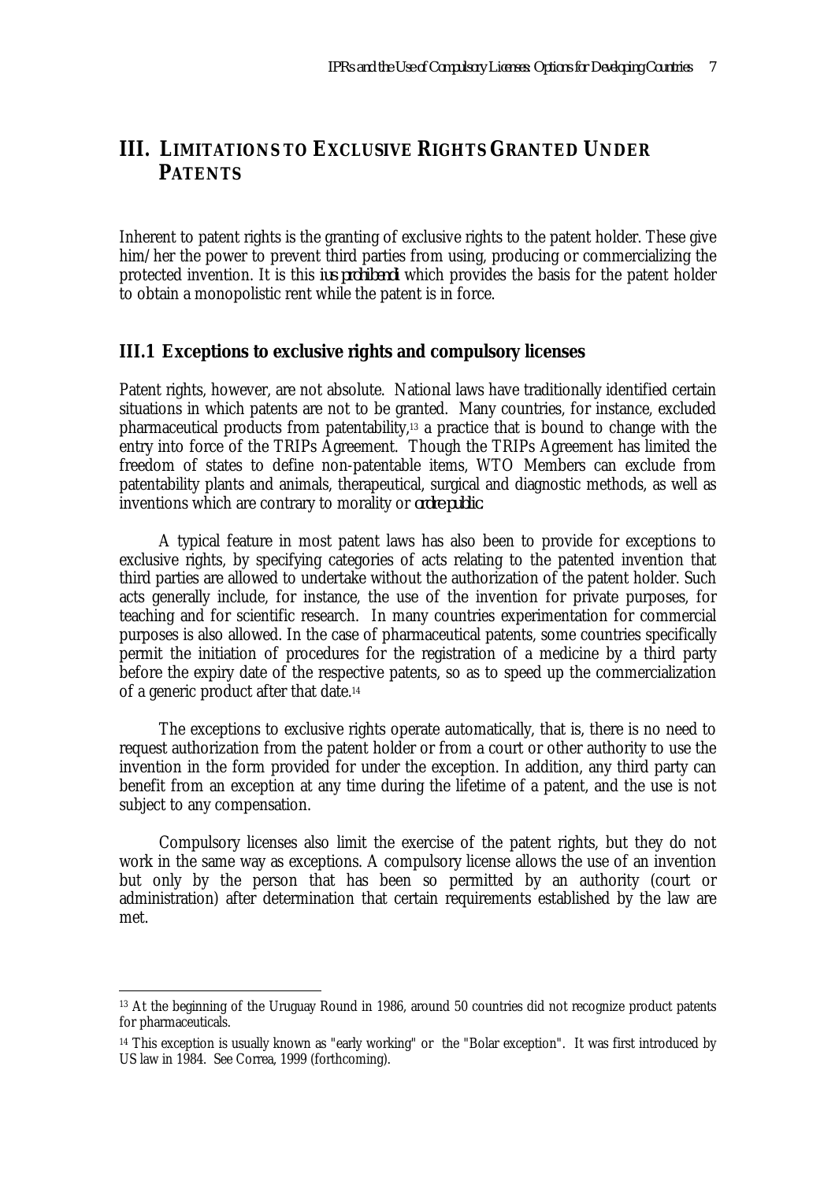# III. LIMITATIONS TO EXCLUSIVE RIGHTS GRANTED UNDER PATENTS

Inherent to patent rights is the granting of exclusive rights to the patent holder. These give him/her the power to prevent third parties from using, producing or commercializing the protected invention. It is this *ius prohibendi* which provides the basis for the patent holder to obtain a monopolistic rent while the patent is in force.

## III.1 Exceptions to exclusive rights and compulsory licenses

Patent rights, however, are not absolute. National laws have traditionally identified certain situations in which patents are not to be granted. Many countries, for instance, excluded pharmaceutical products from patentability,[13] a practice that is bound to change with the entry into force of the TRIPs Agreement. Though the TRIPs Agreement has limited the freedom of states to define non-patentable items, WTO Members can exclude from patentability plants and animals, therapeutical, surgical and diagnostic methods, as well as inventions which are contrary to morality or *ordre public*.

A typical feature in most patent laws has also been to provide for exceptions to exclusive rights, by specifying categories of acts relating to the patented invention that third parties are allowed to undertake without the authorization of the patent holder. Such acts generally include, for instance, the use of the invention for private purposes, for teaching and for scientific research. In many countries experimentation for commercial purposes is also allowed. In the case of pharmaceutical patents, some countries specifically permit the initiation of procedures for the registration of a medicine by a third party before the expiry date of the respective patents, so as to speed up the commercialization of a generic product after that date.[14]

The exceptions to exclusive rights operate automatically, that is, there is no need to request authorization from the patent holder or from a court or other authority to use the invention in the form provided for under the exception. In addition, any third party can benefit from an exception at any time during the lifetime of a patent, and the use is not subject to any compensation.

Compulsory licenses also limit the exercise of the patent rights, but they do not work in the same way as exceptions. A compulsory license allows the use of an invention but only by the person that has been so permitted by an authority (court or administration) after determination that certain requirements established by the law are met.

---

[13] At the beginning of the Uruguay Round in 1986, around 50 countries did not recognize product patents for pharmaceuticals.

[14] This exception is usually known as "early working" or the "Bolar exception". It was first introduced by US law in 1984. See Correa, 1999 (forthcoming).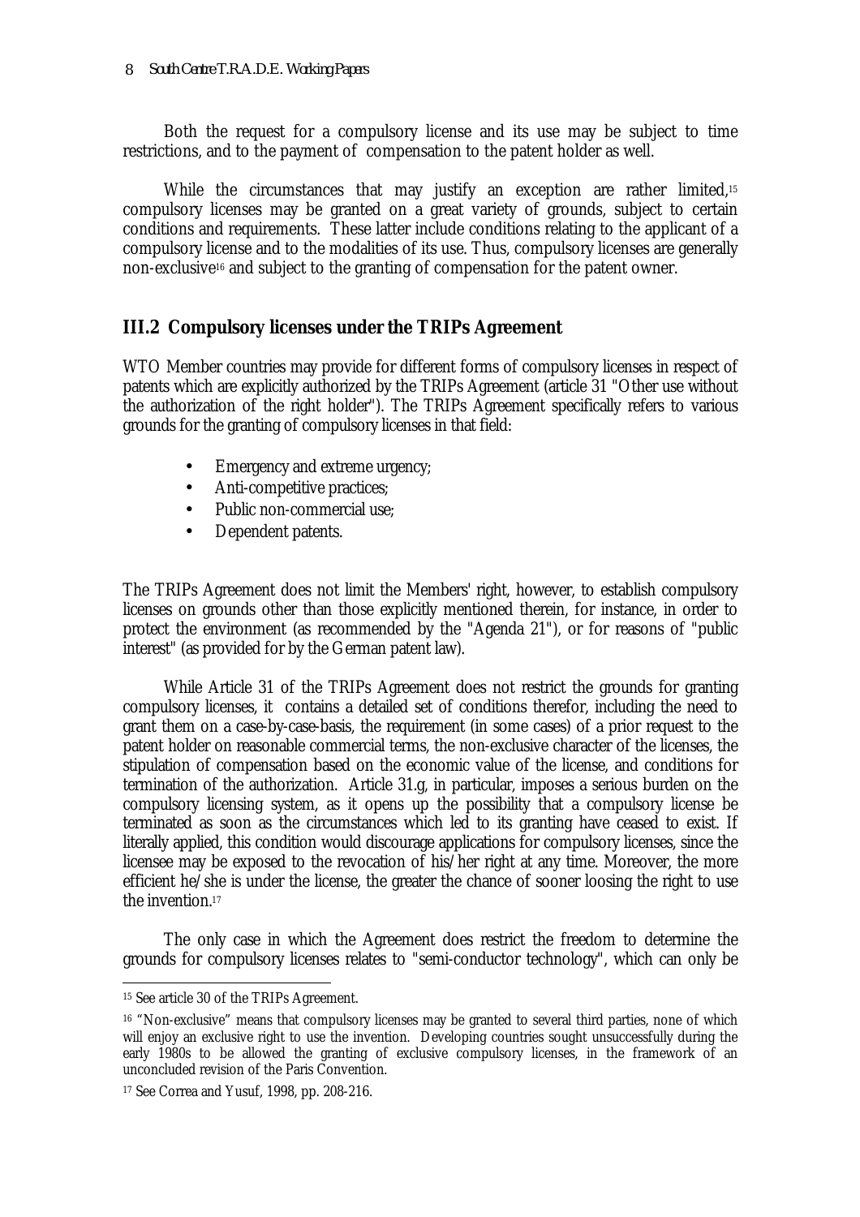Both the request for a compulsory license and its use may be subject to time restrictions, and to the payment of compensation to the patent holder as well.

While the circumstances that may justify an exception are rather limited,[15] compulsory licenses may be granted on a great variety of grounds, subject to certain conditions and requirements. These latter include conditions relating to the applicant of a compulsory license and to the modalities of its use. Thus, compulsory licenses are generally non-exclusive[16] and subject to the granting of compensation for the patent owner.

## III.2 Compulsory licenses under the TRIPs Agreement

WTO Member countries may provide for different forms of compulsory licenses in respect of patents which are explicitly authorized by the TRIPs Agreement (article 31 "Other use without the authorization of the right holder"). The TRIPs Agreement specifically refers to various grounds for the granting of compulsory licenses in that field:

- Emergency and extreme urgency;
- Anti-competitive practices;
- Public non-commercial use;
- Dependent patents.

The TRIPs Agreement does not limit the Members' right, however, to establish compulsory licenses on grounds other than those explicitly mentioned therein, for instance, in order to protect the environment (as recommended by the "Agenda 21"), or for reasons of "public interest" (as provided for by the German patent law).

While Article 31 of the TRIPs Agreement does not restrict the grounds for granting compulsory licenses, it contains a detailed set of conditions therefor, including the need to grant them on a case-by-case-basis, the requirement (in some cases) of a prior request to the patent holder on reasonable commercial terms, the non-exclusive character of the licenses, the stipulation of compensation based on the economic value of the license, and conditions for termination of the authorization. Article 31.g, in particular, imposes a serious burden on the compulsory licensing system, as it opens up the possibility that a compulsory license be terminated as soon as the circumstances which led to its granting have ceased to exist. If literally applied, this condition would discourage applications for compulsory licenses, since the licensee may be exposed to the revocation of his/her right at any time. Moreover, the more efficient he/she is under the license, the greater the chance of sooner loosing the right to use the invention.[17]

The only case in which the Agreement does restrict the freedom to determine the grounds for compulsory licenses relates to "semi-conductor technology", which can only be

---

[15] See article 30 of the TRIPs Agreement.

[16] "Non-exclusive" means that compulsory licenses may be granted to several third parties, none of which will enjoy an exclusive right to use the invention. Developing countries sought unsuccessfully during the early 1980s to be allowed the granting of exclusive compulsory licenses, in the framework of an unconcluded revision of the Paris Convention.

[17] See Correa and Yusuf, 1998, pp. 208-216.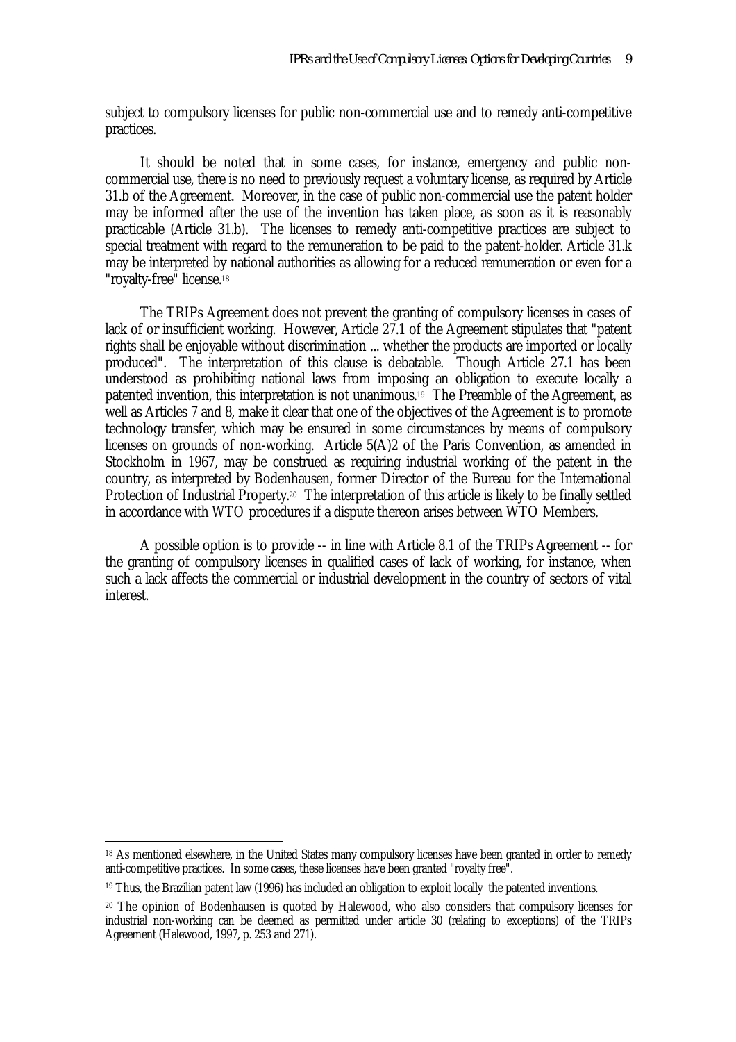subject to compulsory licenses for public non-commercial use and to remedy anti-competitive practices.

It should be noted that in some cases, for instance, emergency and public non-commercial use, there is no need to previously request a voluntary license, as required by Article 31.b of the Agreement. Moreover, in the case of public non-commercial use the patent holder may be informed after the use of the invention has taken place, as soon as it is reasonably practicable (Article 31.b). The licenses to remedy anti-competitive practices are subject to special treatment with regard to the remuneration to be paid to the patent-holder. Article 31.k may be interpreted by national authorities as allowing for a reduced remuneration or even for a "royalty-free" license.[18]

The TRIPs Agreement does not prevent the granting of compulsory licenses in cases of lack of or insufficient working. However, Article 27.1 of the Agreement stipulates that "patent rights shall be enjoyable without discrimination ... whether the products are imported or locally produced". The interpretation of this clause is debatable. Though Article 27.1 has been understood as prohibiting national laws from imposing an obligation to execute locally a patented invention, this interpretation is not unanimous.[19] The Preamble of the Agreement, as well as Articles 7 and 8, make it clear that one of the objectives of the Agreement is to promote technology transfer, which may be ensured in some circumstances by means of compulsory licenses on grounds of non-working. Article 5(A)2 of the Paris Convention, as amended in Stockholm in 1967, may be construed as requiring industrial working of the patent in the country, as interpreted by Bodenhausen, former Director of the Bureau for the International Protection of Industrial Property.[20] The interpretation of this article is likely to be finally settled in accordance with WTO procedures if a dispute thereon arises between WTO Members.

A possible option is to provide -- in line with Article 8.1 of the TRIPs Agreement -- for the granting of compulsory licenses in qualified cases of lack of working, for instance, when such a lack affects the commercial or industrial development in the country of sectors of vital interest.

---

[18] As mentioned elsewhere, in the United States many compulsory licenses have been granted in order to remedy anti-competitive practices. In some cases, these licenses have been granted "royalty free".

[19] Thus, the Brazilian patent law (1996) has included an obligation to exploit locally the patented inventions.

[20] The opinion of Bodenhausen is quoted by Halewood, who also considers that compulsory licenses for industrial non-working can be deemed as permitted under article 30 (relating to exceptions) of the TRIPs Agreement (Halewood, 1997, p. 253 and 271).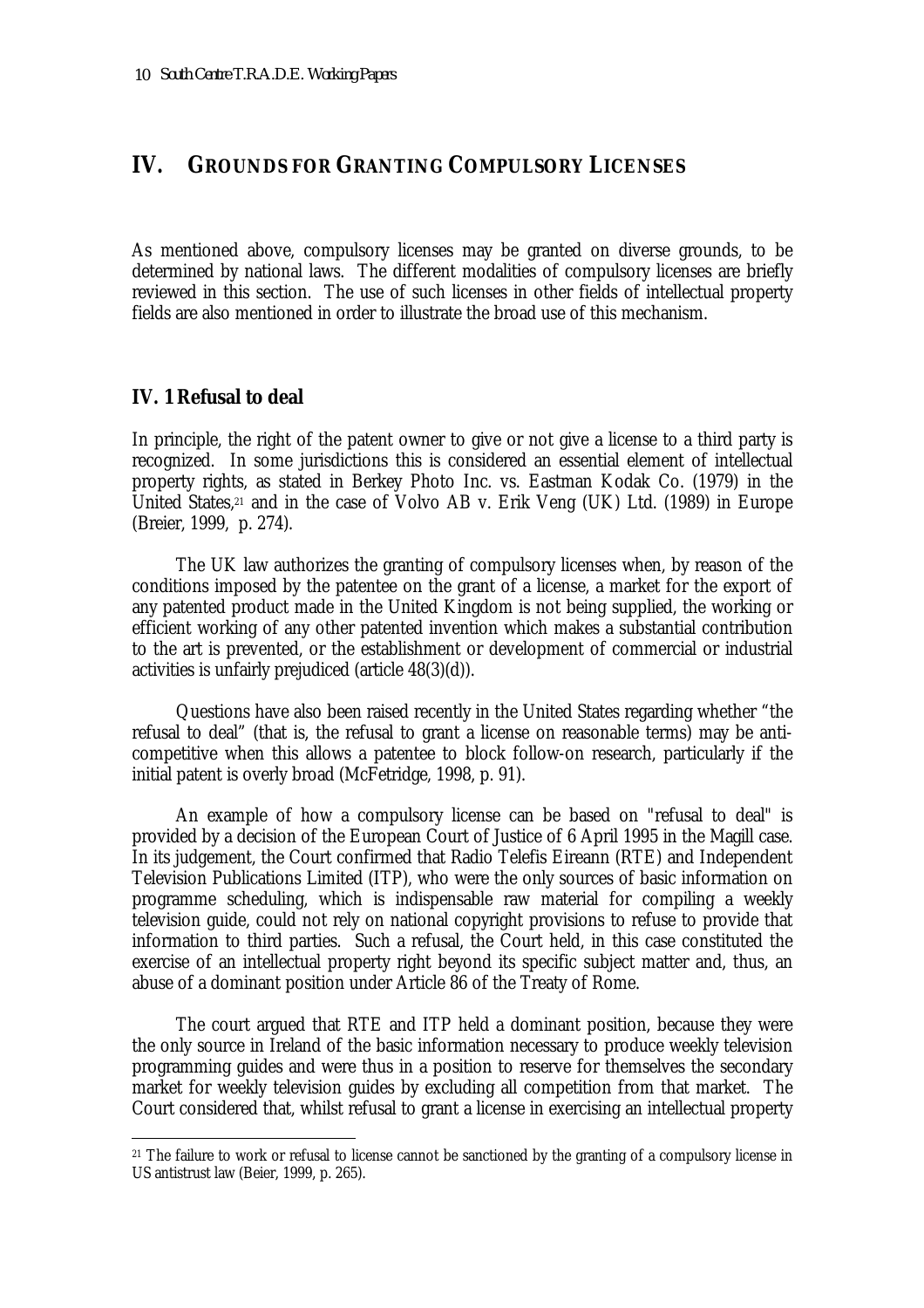## IV. GROUNDS FOR GRANTING COMPULSORY LICENSES

As mentioned above, compulsory licenses may be granted on diverse grounds, to be determined by national laws. The different modalities of compulsory licenses are briefly reviewed in this section. The use of such licenses in other fields of intellectual property fields are also mentioned in order to illustrate the broad use of this mechanism.

### IV. 1 Refusal to deal

In principle, the right of the patent owner to give or not give a license to a third party is recognized. In some jurisdictions this is considered an essential element of intellectual property rights, as stated in Berkey Photo Inc. vs. Eastman Kodak Co. (1979) in the United States,[21] and in the case of Volvo AB v. Erik Veng (UK) Ltd. (1989) in Europe (Breier, 1999, p. 274).

The UK law authorizes the granting of compulsory licenses when, by reason of the conditions imposed by the patentee on the grant of a license, a market for the export of any patented product made in the United Kingdom is not being supplied, the working or efficient working of any other patented invention which makes a substantial contribution to the art is prevented, or the establishment or development of commercial or industrial activities is unfairly prejudiced (article 48(3)(d)).

Questions have also been raised recently in the United States regarding whether "the refusal to deal" (that is, the refusal to grant a license on reasonable terms) may be anti-competitive when this allows a patentee to block follow-on research, particularly if the initial patent is overly broad (McFetridge, 1998, p. 91).

An example of how a compulsory license can be based on "refusal to deal" is provided by a decision of the European Court of Justice of 6 April 1995 in the Magill case. In its judgement, the Court confirmed that Radio Telefis Eireann (RTE) and Independent Television Publications Limited (ITP), who were the only sources of basic information on programme scheduling, which is indispensable raw material for compiling a weekly television guide, could not rely on national copyright provisions to refuse to provide that information to third parties. Such a refusal, the Court held, in this case constituted the exercise of an intellectual property right beyond its specific subject matter and, thus, an abuse of a dominant position under Article 86 of the Treaty of Rome.

The court argued that RTE and ITP held a dominant position, because they were the only source in Ireland of the basic information necessary to produce weekly television programming guides and were thus in a position to reserve for themselves the secondary market for weekly television guides by excluding all competition from that market. The Court considered that, whilst refusal to grant a license in exercising an intellectual property

---

[21] The failure to work or refusal to license cannot be sanctioned by the granting of a compulsory license in US antitrust law (Beier, 1999, p. 265).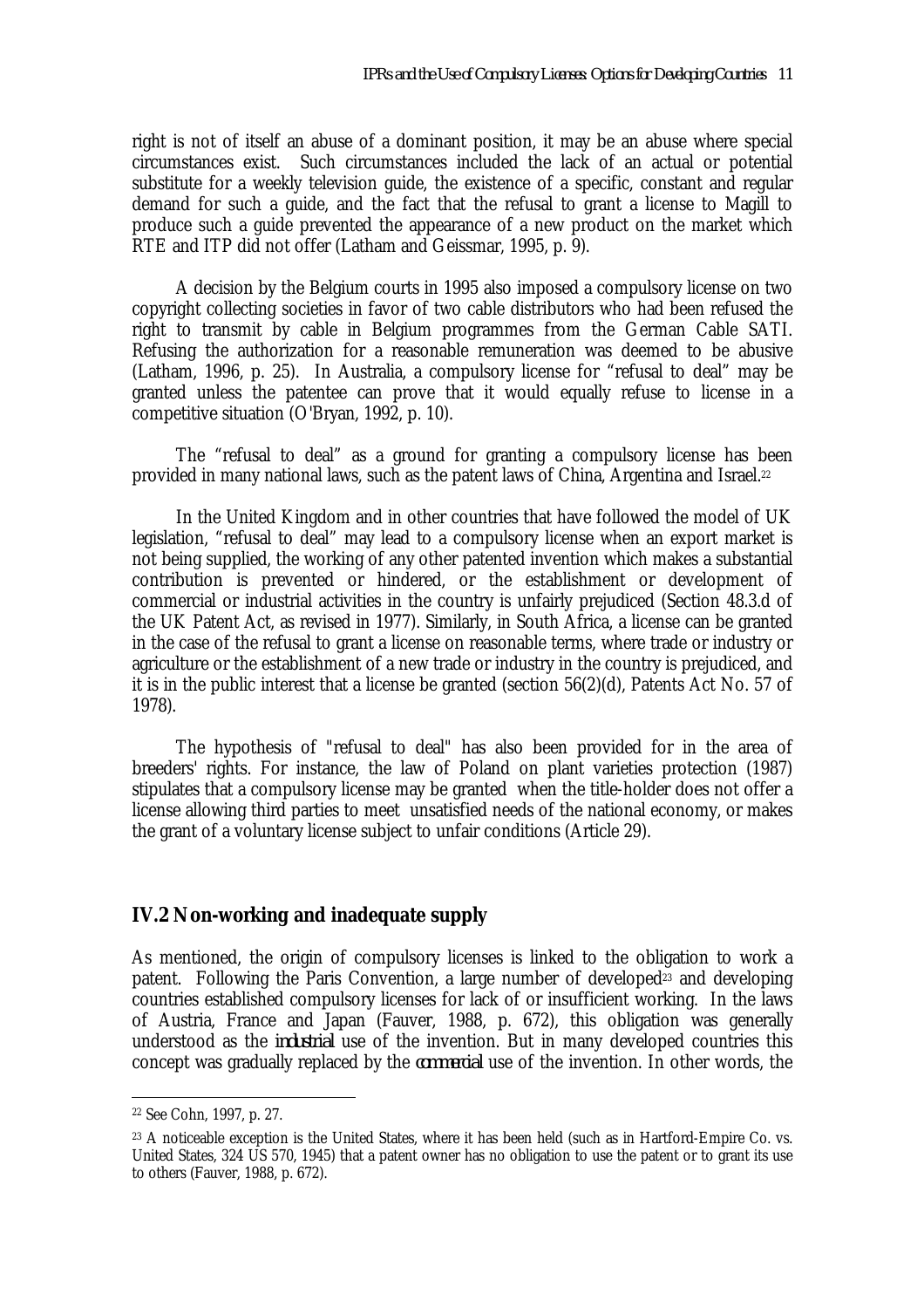right is not of itself an abuse of a dominant position, it may be an abuse where special circumstances exist. Such circumstances included the lack of an actual or potential substitute for a weekly television guide, the existence of a specific, constant and regular demand for such a guide, and the fact that the refusal to grant a license to Magill to produce such a guide prevented the appearance of a new product on the market which RTE and ITP did not offer (Latham and Geissmar, 1995, p. 9).

A decision by the Belgium courts in 1995 also imposed a compulsory license on two copyright collecting societies in favor of two cable distributors who had been refused the right to transmit by cable in Belgium programmes from the German Cable SATI. Refusing the authorization for a reasonable remuneration was deemed to be abusive (Latham, 1996, p. 25). In Australia, a compulsory license for "refusal to deal" may be granted unless the patentee can prove that it would equally refuse to license in a competitive situation (O'Bryan, 1992, p. 10).

The "refusal to deal" as a ground for granting a compulsory license has been provided in many national laws, such as the patent laws of China, Argentina and Israel.[22]

In the United Kingdom and in other countries that have followed the model of UK legislation, "refusal to deal" may lead to a compulsory license when an export market is not being supplied, the working of any other patented invention which makes a substantial contribution is prevented or hindered, or the establishment or development of commercial or industrial activities in the country is unfairly prejudiced (Section 48.3.d of the UK Patent Act, as revised in 1977). Similarly, in South Africa, a license can be granted in the case of the refusal to grant a license on reasonable terms, where trade or industry or agriculture or the establishment of a new trade or industry in the country is prejudiced, and it is in the public interest that a license be granted (section 56(2)(d), Patents Act No. 57 of 1978).

The hypothesis of "refusal to deal" has also been provided for in the area of breeders' rights. For instance, the law of Poland on plant varieties protection (1987) stipulates that a compulsory license may be granted when the title-holder does not offer a license allowing third parties to meet unsatisfied needs of the national economy, or makes the grant of a voluntary license subject to unfair conditions (Article 29).

## IV.2 Non-working and inadequate supply

As mentioned, the origin of compulsory licenses is linked to the obligation to work a patent. Following the Paris Convention, a large number of developed[23] and developing countries established compulsory licenses for lack of or insufficient working. In the laws of Austria, France and Japan (Fauver, 1988, p. 672), this obligation was generally understood as the *industrial* use of the invention. But in many developed countries this concept was gradually replaced by the *commercial* use of the invention. In other words, the

---

[22] See Cohn, 1997, p. 27.

[23] A noticeable exception is the United States, where it has been held (such as in Hartford-Empire Co. vs. United States, 324 US 570, 1945) that a patent owner has no obligation to use the patent or to grant its use to others (Fauver, 1988, p. 672).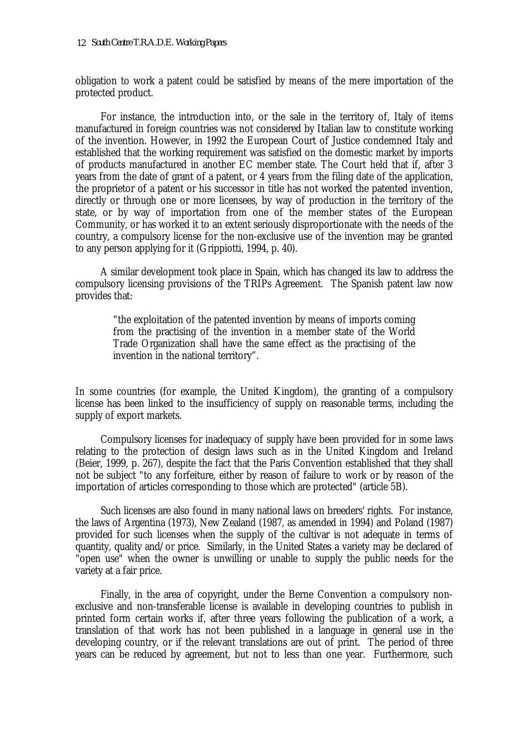obligation to work a patent could be satisfied by means of the mere importation of the protected product.

For instance, the introduction into, or the sale in the territory of, Italy of items manufactured in foreign countries was not considered by Italian law to constitute working of the invention. However, in 1992 the European Court of Justice condemned Italy and established that the working requirement was satisfied on the domestic market by imports of products manufactured in another EC member state. The Court held that if, after 3 years from the date of grant of a patent, or 4 years from the filing date of the application, the proprietor of a patent or his successor in title has not worked the patented invention, directly or through one or more licensees, by way of production in the territory of the state, or by way of importation from one of the member states of the European Community, or has worked it to an extent seriously disproportionate with the needs of the country, a compulsory license for the non-exclusive use of the invention may be granted to any person applying for it (Grippiotti, 1994, p. 40).

A similar development took place in Spain, which has changed its law to address the compulsory licensing provisions of the TRIPs Agreement. The Spanish patent law now provides that:

> "the exploitation of the patented invention by means of imports coming from the practising of the invention in a member state of the World Trade Organization shall have the same effect as the practising of the invention in the national territory".

In some countries (for example, the United Kingdom), the granting of a compulsory license has been linked to the insufficiency of supply on reasonable terms, including the supply of export markets.

Compulsory licenses for inadequacy of supply have been provided for in some laws relating to the protection of design laws such as in the United Kingdom and Ireland (Beier, 1999, p. 267), despite the fact that the Paris Convention established that they shall not be subject "to any forfeiture, either by reason of failure to work or by reason of the importation of articles corresponding to those which are protected" (article 5B).

Such licenses are also found in many national laws on breeders' rights. For instance, the laws of Argentina (1973), New Zealand (1987, as amended in 1994) and Poland (1987) provided for such licenses when the supply of the cultivar is not adequate in terms of quantity, quality and/or price. Similarly, in the United States a variety may be declared of "open use" when the owner is unwilling or unable to supply the public needs for the variety at a fair price.

Finally, in the area of copyright, under the Berne Convention a compulsory non-exclusive and non-transferable license is available in developing countries to publish in printed form certain works if, after three years following the publication of a work, a translation of that work has not been published in a language in general use in the developing country, or if the relevant translations are out of print. The period of three years can be reduced by agreement, but not to less than one year. Furthermore, such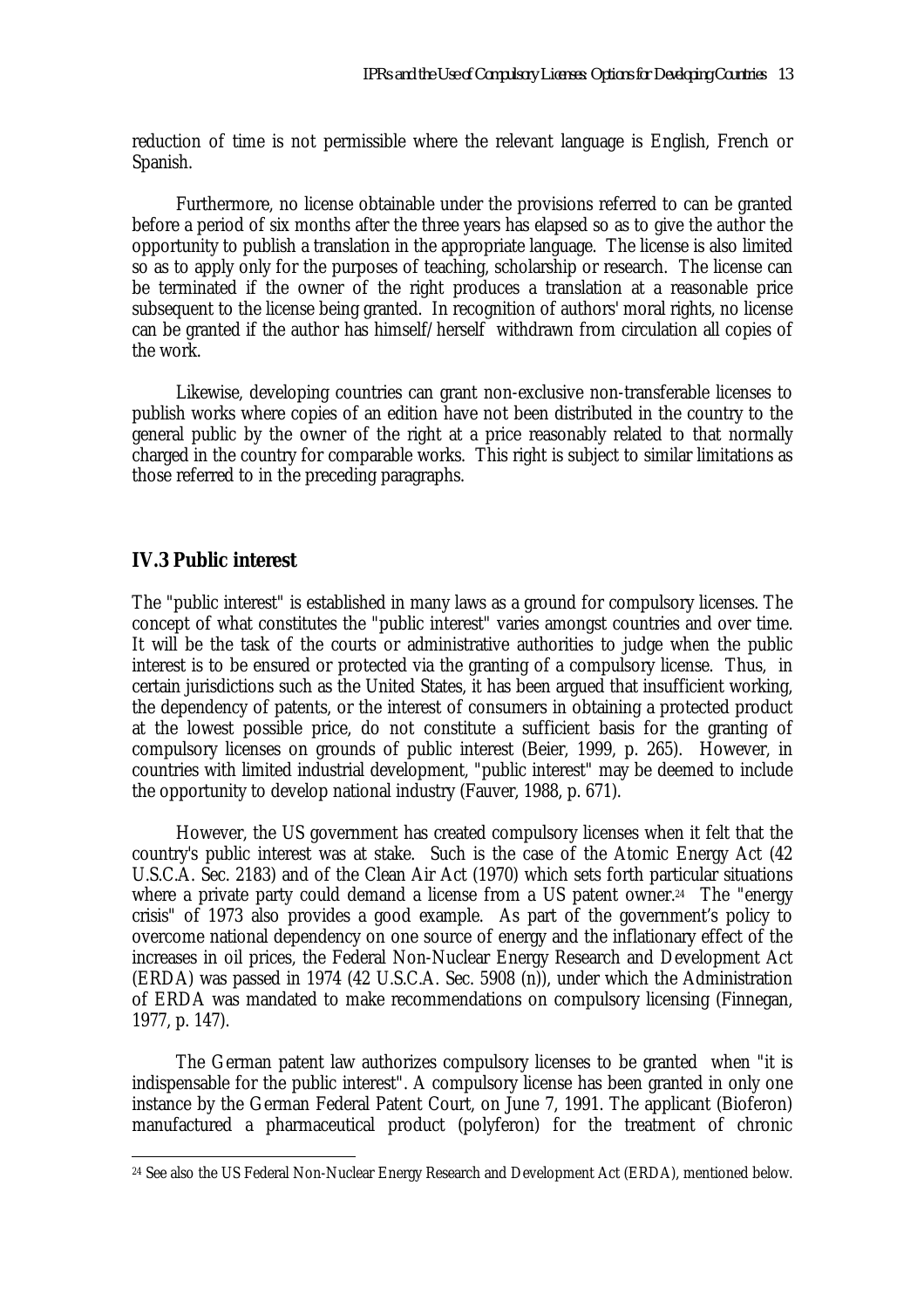reduction of time is not permissible where the relevant language is English, French or Spanish.

Furthermore, no license obtainable under the provisions referred to can be granted before a period of six months after the three years has elapsed so as to give the author the opportunity to publish a translation in the appropriate language. The license is also limited so as to apply only for the purposes of teaching, scholarship or research. The license can be terminated if the owner of the right produces a translation at a reasonable price subsequent to the license being granted. In recognition of authors' moral rights, no license can be granted if the author has himself/herself withdrawn from circulation all copies of the work.

Likewise, developing countries can grant non-exclusive non-transferable licenses to publish works where copies of an edition have not been distributed in the country to the general public by the owner of the right at a price reasonably related to that normally charged in the country for comparable works. This right is subject to similar limitations as those referred to in the preceding paragraphs.

## IV.3 Public interest

The "public interest" is established in many laws as a ground for compulsory licenses. The concept of what constitutes the "public interest" varies amongst countries and over time. It will be the task of the courts or administrative authorities to judge when the public interest is to be ensured or protected via the granting of a compulsory license. Thus, in certain jurisdictions such as the United States, it has been argued that insufficient working, the dependency of patents, or the interest of consumers in obtaining a protected product at the lowest possible price, do not constitute a sufficient basis for the granting of compulsory licenses on grounds of public interest (Beier, 1999, p. 265). However, in countries with limited industrial development, "public interest" may be deemed to include the opportunity to develop national industry (Fauver, 1988, p. 671).

However, the US government has created compulsory licenses when it felt that the country's public interest was at stake. Such is the case of the Atomic Energy Act (42 U.S.C.A. Sec. 2183) and of the Clean Air Act (1970) which sets forth particular situations where a private party could demand a license from a US patent owner.[24] The "energy crisis" of 1973 also provides a good example. As part of the government's policy to overcome national dependency on one source of energy and the inflationary effect of the increases in oil prices, the Federal Non-Nuclear Energy Research and Development Act (ERDA) was passed in 1974 (42 U.S.C.A. Sec. 5908 (n)), under which the Administration of ERDA was mandated to make recommendations on compulsory licensing (Finnegan, 1977, p. 147).

The German patent law authorizes compulsory licenses to be granted when "it is indispensable for the public interest". A compulsory license has been granted in only one instance by the German Federal Patent Court, on June 7, 1991. The applicant (Bioferon) manufactured a pharmaceutical product (polyferon) for the treatment of chronic

[24] See also the US Federal Non-Nuclear Energy Research and Development Act (ERDA), mentioned below.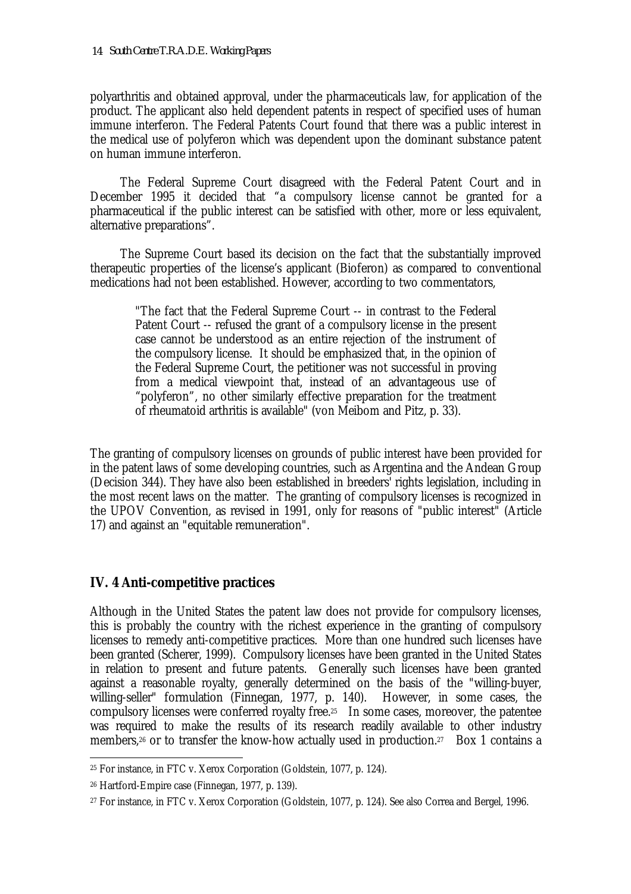polyarthritis and obtained approval, under the pharmaceuticals law, for application of the product. The applicant also held dependent patents in respect of specified uses of human immune interferon. The Federal Patents Court found that there was a public interest in the medical use of polyferon which was dependent upon the dominant substance patent on human immune interferon.

The Federal Supreme Court disagreed with the Federal Patent Court and in December 1995 it decided that "a compulsory license cannot be granted for a pharmaceutical if the public interest can be satisfied with other, more or less equivalent, alternative preparations".

The Supreme Court based its decision on the fact that the substantially improved therapeutic properties of the license's applicant (Bioferon) as compared to conventional medications had not been established. However, according to two commentators,

> "The fact that the Federal Supreme Court -- in contrast to the Federal Patent Court -- refused the grant of a compulsory license in the present case cannot be understood as an entire rejection of the instrument of the compulsory license. It should be emphasized that, in the opinion of the Federal Supreme Court, the petitioner was not successful in proving from a medical viewpoint that, instead of an advantageous use of "polyferon", no other similarly effective preparation for the treatment of rheumatoid arthritis is available" (von Meibom and Pitz, p. 33).

The granting of compulsory licenses on grounds of public interest have been provided for in the patent laws of some developing countries, such as Argentina and the Andean Group (Decision 344). They have also been established in breeders' rights legislation, including in the most recent laws on the matter. The granting of compulsory licenses is recognized in the UPOV Convention, as revised in 1991, only for reasons of "public interest" (Article 17) and against an "equitable remuneration".

## IV. 4 Anti-competitive practices

Although in the United States the patent law does not provide for compulsory licenses, this is probably the country with the richest experience in the granting of compulsory licenses to remedy anti-competitive practices. More than one hundred such licenses have been granted (Scherer, 1999). Compulsory licenses have been granted in the United States in relation to present and future patents. Generally such licenses have been granted against a reasonable royalty, generally determined on the basis of the "willing-buyer, willing-seller" formulation (Finnegan, 1977, p. 140). However, in some cases, the compulsory licenses were conferred royalty free.[25] In some cases, moreover, the patentee was required to make the results of its research readily available to other industry members,[26] or to transfer the know-how actually used in production.[27] Box 1 contains a

---

[25] For instance, in FTC v. Xerox Corporation (Goldstein, 1077, p. 124).

[26] Hartford-Empire case (Finnegan, 1977, p. 139).

[27] For instance, in FTC v. Xerox Corporation (Goldstein, 1077, p. 124). See also Correa and Bergel, 1996.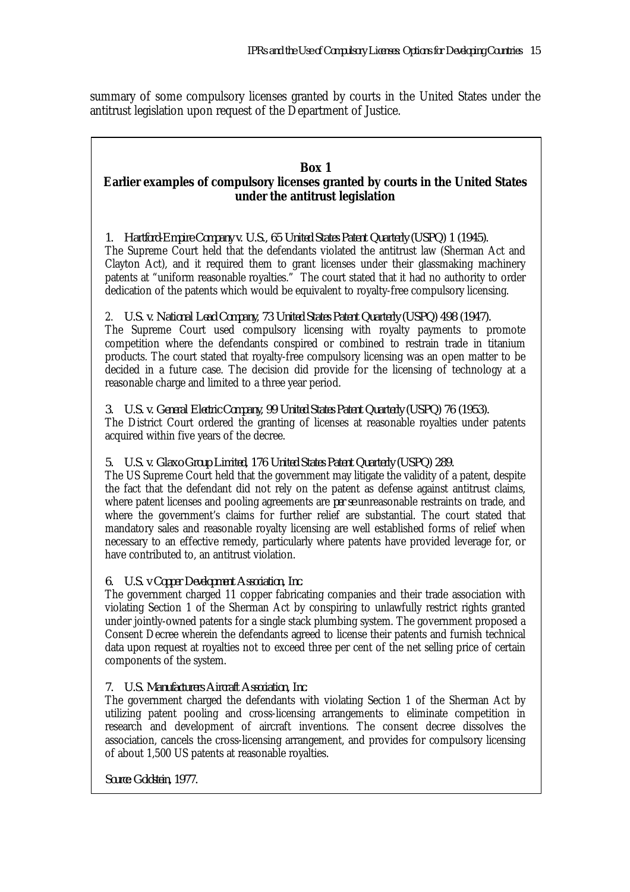summary of some compulsory licenses granted by courts in the United States under the antitrust legislation upon request of the Department of Justice.

**Box 1**

**Earlier examples of compulsory licenses granted by courts in the United States under the antitrust legislation**

1. *Hartford-Empire Company v. U.S., 65 United States Patent Quarterly (USPQ) 1 (1945).*
The Supreme Court held that the defendants violated the antitrust law (Sherman Act and Clayton Act), and it required them to grant licenses under their glassmaking machinery patents at "uniform reasonable royalties." The court stated that it had no authority to order dedication of the patents which would be equivalent to royalty-free compulsory licensing.

2. *U.S. v. National Lead Company, 73 United States Patent Quarterly (USPQ) 498 (1947).*
The Supreme Court used compulsory licensing with royalty payments to promote competition where the defendants conspired or combined to restrain trade in titanium products. The court stated that royalty-free compulsory licensing was an open matter to be decided in a future case. The decision did provide for the licensing of technology at a reasonable charge and limited to a three year period.

3. *U.S. v. General Electric Company, 99 United States Patent Quarterly (USPQ) 76 (1953).*
The District Court ordered the granting of licenses at reasonable royalties under patents acquired within five years of the decree.

5. *U.S. v. Glaxo Group Limited, 176 United States Patent Quarterly (USPQ) 289.*
The US Supreme Court held that the government may litigate the validity of a patent, despite the fact that the defendant did not rely on the patent as defense against antitrust claims, where patent licenses and pooling agreements are *per se* unreasonable restraints on trade, and where the government's claims for further relief are substantial. The court stated that mandatory sales and reasonable royalty licensing are well established forms of relief when necessary to an effective remedy, particularly where patents have provided leverage for, or have contributed to, an antitrust violation.

6. *U.S. v Copper Development Association, Inc.*
The government charged 11 copper fabricating companies and their trade association with violating Section 1 of the Sherman Act by conspiring to unlawfully restrict rights granted under jointly-owned patents for a single stack plumbing system. The government proposed a Consent Decree wherein the defendants agreed to license their patents and furnish technical data upon request at royalties not to exceed three per cent of the net selling price of certain components of the system.

7. *U.S. Manufacturers Aircraft Association, Inc.*
The government charged the defendants with violating Section 1 of the Sherman Act by utilizing patent pooling and cross-licensing arrangements to eliminate competition in research and development of aircraft inventions. The consent decree dissolves the association, cancels the cross-licensing arrangement, and provides for compulsory licensing of about 1,500 US patents at reasonable royalties.

*Source: Goldstein, 1977.*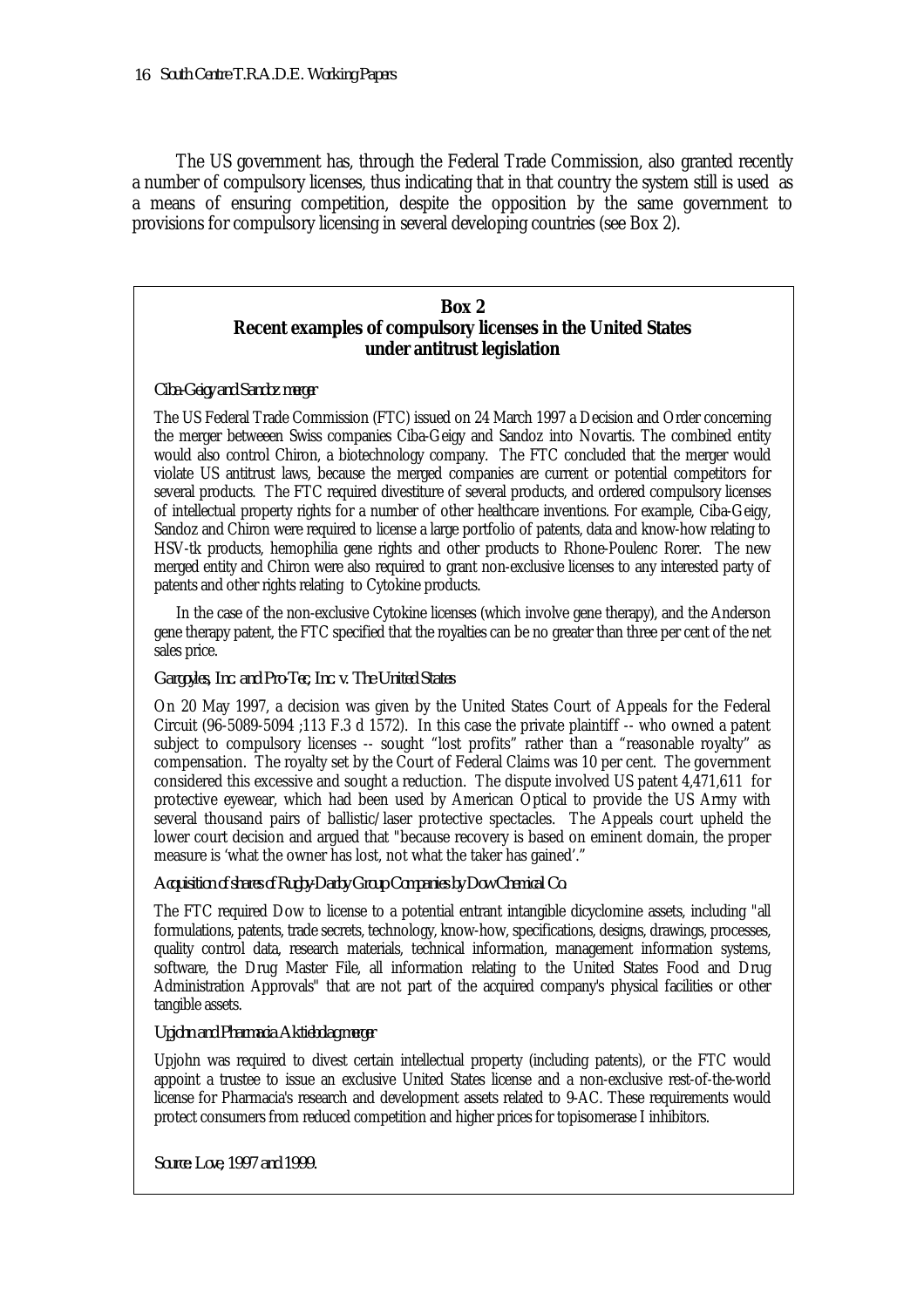The US government has, through the Federal Trade Commission, also granted recently a number of compulsory licenses, thus indicating that in that country the system still is used as a means of ensuring competition, despite the opposition by the same government to provisions for compulsory licensing in several developing countries (see Box 2).

**Box 2**
**Recent examples of compulsory licenses in the United States under antitrust legislation**

*Ciba-Geigy and Sandoz merger*

The US Federal Trade Commission (FTC) issued on 24 March 1997 a Decision and Order concerning the merger betweeen Swiss companies Ciba-Geigy and Sandoz into Novartis. The combined entity would also control Chiron, a biotechnology company. The FTC concluded that the merger would violate US antitrust laws, because the merged companies are current or potential competitors for several products. The FTC required divestiture of several products, and ordered compulsory licenses of intellectual property rights for a number of other healthcare inventions. For example, Ciba-Geigy, Sandoz and Chiron were required to license a large portfolio of patents, data and know-how relating to HSV-tk products, hemophilia gene rights and other products to Rhone-Poulenc Rorer. The new merged entity and Chiron were also required to grant non-exclusive licenses to any interested party of patents and other rights relating to Cytokine products.

In the case of the non-exclusive Cytokine licenses (which involve gene therapy), and the Anderson gene therapy patent, the FTC specified that the royalties can be no greater than three per cent of the net sales price.

*Gargoyles, Inc. and Pro-Tec, Inc. v. The United States*

On 20 May 1997, a decision was given by the United States Court of Appeals for the Federal Circuit (96-5089-5094 ;113 F.3 d 1572). In this case the private plaintiff -- who owned a patent subject to compulsory licenses -- sought "lost profits" rather than a "reasonable royalty" as compensation. The royalty set by the Court of Federal Claims was 10 per cent. The government considered this excessive and sought a reduction. The dispute involved US patent 4,471,611 for protective eyewear, which had been used by American Optical to provide the US Army with several thousand pairs of ballistic/laser protective spectacles. The Appeals court upheld the lower court decision and argued that "because recovery is based on eminent domain, the proper measure is 'what the owner has lost, not what the taker has gained'."

*Acquisition of shares of Rugby-Darby Group Companies by Dow Chemical Co.*

The FTC required Dow to license to a potential entrant intangible dicyclomine assets, including "all formulations, patents, trade secrets, technology, know-how, specifications, designs, drawings, processes, quality control data, research materials, technical information, management information systems, software, the Drug Master File, all information relating to the United States Food and Drug Administration Approvals" that are not part of the acquired company's physical facilities or other tangible assets.

*Upjohn and Pharmacia Aktiebolag merger*

Upjohn was required to divest certain intellectual property (including patents), or the FTC would appoint a trustee to issue an exclusive United States license and a non-exclusive rest-of-the-world license for Pharmacia's research and development assets related to 9-AC. These requirements would protect consumers from reduced competition and higher prices for topisomerase I inhibitors.

*Source: Love, 1997 and 1999.*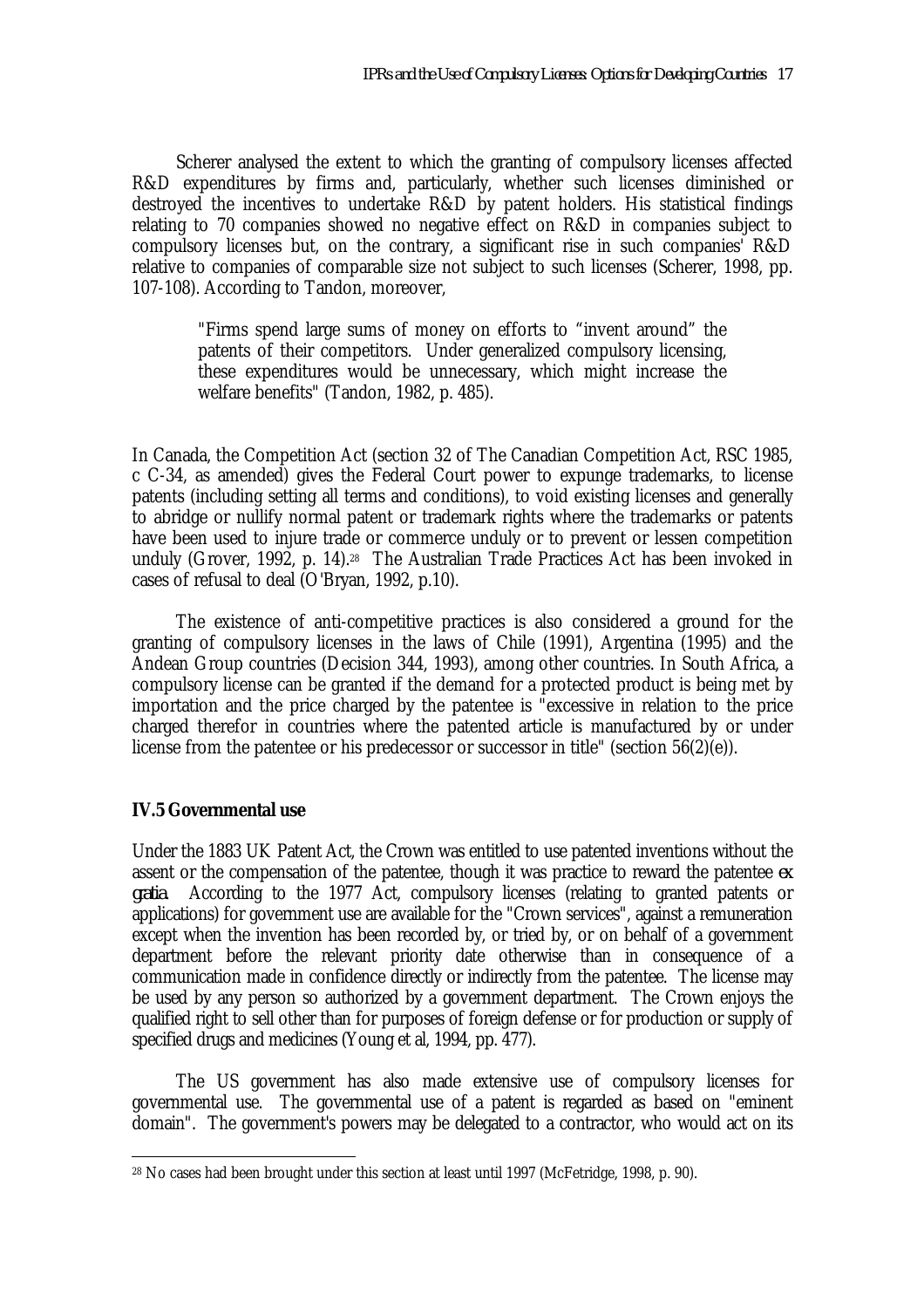Scherer analysed the extent to which the granting of compulsory licenses affected R&D expenditures by firms and, particularly, whether such licenses diminished or destroyed the incentives to undertake R&D by patent holders. His statistical findings relating to 70 companies showed no negative effect on R&D in companies subject to compulsory licenses but, on the contrary, a significant rise in such companies' R&D relative to companies of comparable size not subject to such licenses (Scherer, 1998, pp. 107-108). According to Tandon, moreover,

> "Firms spend large sums of money on efforts to "invent around" the patents of their competitors. Under generalized compulsory licensing, these expenditures would be unnecessary, which might increase the welfare benefits" (Tandon, 1982, p. 485).

In Canada, the Competition Act (section 32 of The Canadian Competition Act, RSC 1985, c C-34, as amended) gives the Federal Court power to expunge trademarks, to license patents (including setting all terms and conditions), to void existing licenses and generally to abridge or nullify normal patent or trademark rights where the trademarks or patents have been used to injure trade or commerce unduly or to prevent or lessen competition unduly (Grover, 1992, p. 14).[28] The Australian Trade Practices Act has been invoked in cases of refusal to deal (O'Bryan, 1992, p.10).

The existence of anti-competitive practices is also considered a ground for the granting of compulsory licenses in the laws of Chile (1991), Argentina (1995) and the Andean Group countries (Decision 344, 1993), among other countries. In South Africa, a compulsory license can be granted if the demand for a protected product is being met by importation and the price charged by the patentee is "excessive in relation to the price charged therefor in countries where the patented article is manufactured by or under license from the patentee or his predecessor or successor in title" (section 56(2)(e)).

## IV.5 Governmental use

Under the 1883 UK Patent Act, the Crown was entitled to use patented inventions without the assent or the compensation of the patentee, though it was practice to reward the patentee *ex gratia*. According to the 1977 Act, compulsory licenses (relating to granted patents or applications) for government use are available for the "Crown services", against a remuneration except when the invention has been recorded by, or tried by, or on behalf of a government department before the relevant priority date otherwise than in consequence of a communication made in confidence directly or indirectly from the patentee. The license may be used by any person so authorized by a government department. The Crown enjoys the qualified right to sell other than for purposes of foreign defense or for production or supply of specified drugs and medicines (Young et al, 1994, pp. 477).

The US government has also made extensive use of compulsory licenses for governmental use. The governmental use of a patent is regarded as based on "eminent domain". The government's powers may be delegated to a contractor, who would act on its

[28] No cases had been brought under this section at least until 1997 (McFetridge, 1998, p. 90).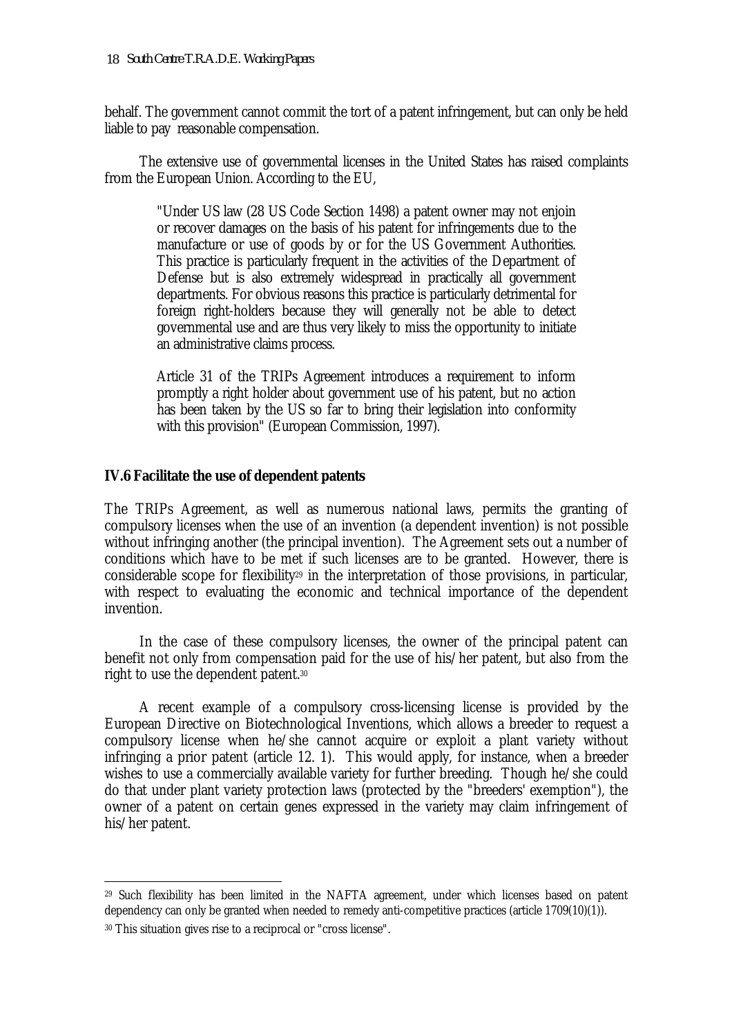behalf. The government cannot commit the tort of a patent infringement, but can only be held liable to pay reasonable compensation.

The extensive use of governmental licenses in the United States has raised complaints from the European Union. According to the EU,

> "Under US law (28 US Code Section 1498) a patent owner may not enjoin or recover damages on the basis of his patent for infringements due to the manufacture or use of goods by or for the US Government Authorities. This practice is particularly frequent in the activities of the Department of Defense but is also extremely widespread in practically all government departments. For obvious reasons this practice is particularly detrimental for foreign right-holders because they will generally not be able to detect governmental use and are thus very likely to miss the opportunity to initiate an administrative claims process.
>
> Article 31 of the TRIPs Agreement introduces a requirement to inform promptly a right holder about government use of his patent, but no action has been taken by the US so far to bring their legislation into conformity with this provision" (European Commission, 1997).

### IV.6 Facilitate the use of dependent patents

The TRIPs Agreement, as well as numerous national laws, permits the granting of compulsory licenses when the use of an invention (a dependent invention) is not possible without infringing another (the principal invention). The Agreement sets out a number of conditions which have to be met if such licenses are to be granted. However, there is considerable scope for flexibility[29] in the interpretation of those provisions, in particular, with respect to evaluating the economic and technical importance of the dependent invention.

In the case of these compulsory licenses, the owner of the principal patent can benefit not only from compensation paid for the use of his/her patent, but also from the right to use the dependent patent.[30]

A recent example of a compulsory cross-licensing license is provided by the European Directive on Biotechnological Inventions, which allows a breeder to request a compulsory license when he/she cannot acquire or exploit a plant variety without infringing a prior patent (article 12. 1). This would apply, for instance, when a breeder wishes to use a commercially available variety for further breeding. Though he/she could do that under plant variety protection laws (protected by the "breeders' exemption"), the owner of a patent on certain genes expressed in the variety may claim infringement of his/her patent.

---

[29] Such flexibility has been limited in the NAFTA agreement, under which licenses based on patent dependency can only be granted when needed to remedy anti-competitive practices (article 1709(10)(1)).

[30] This situation gives rise to a reciprocal or "cross license".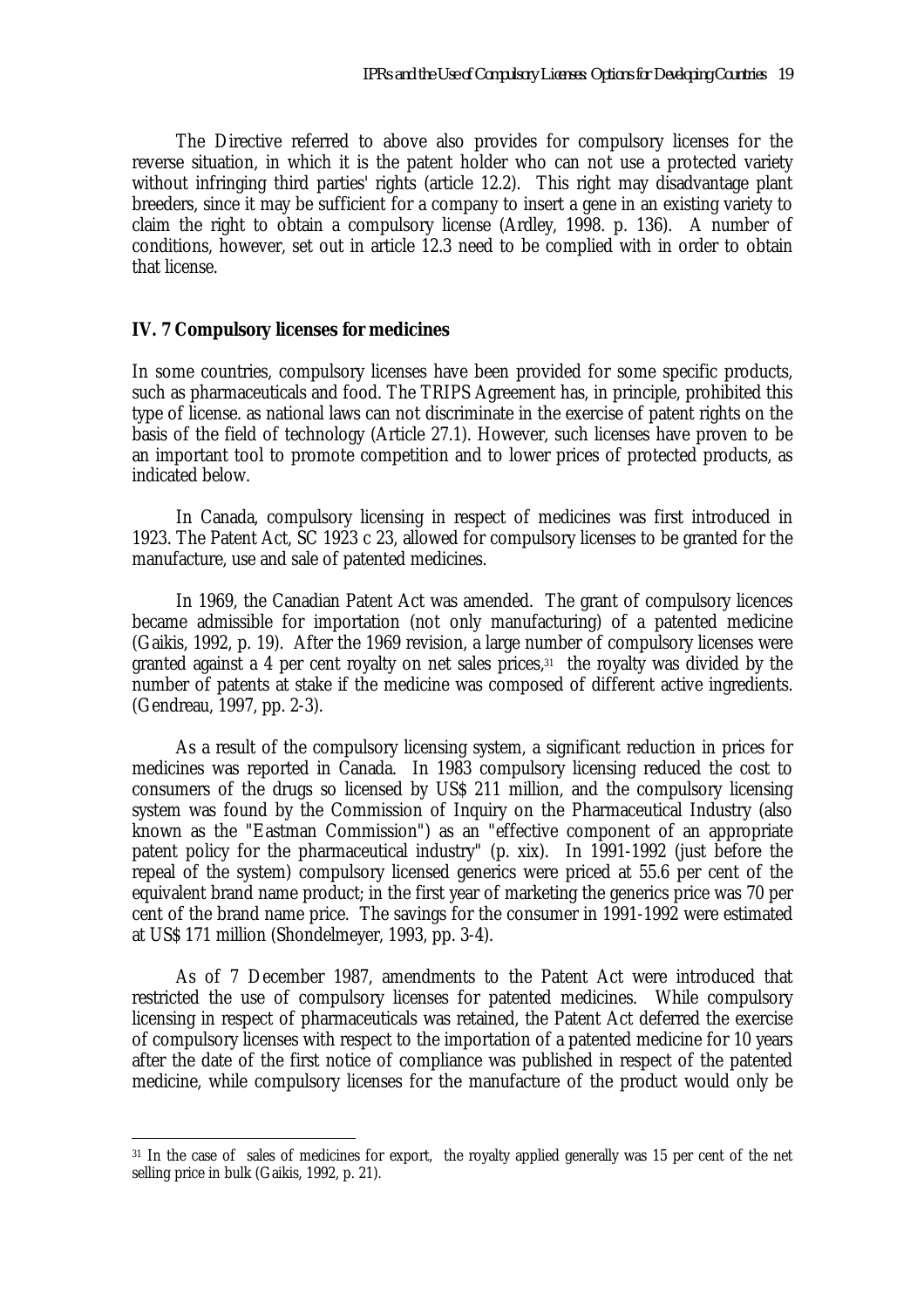The Directive referred to above also provides for compulsory licenses for the reverse situation, in which it is the patent holder who can not use a protected variety without infringing third parties' rights (article 12.2). This right may disadvantage plant breeders, since it may be sufficient for a company to insert a gene in an existing variety to claim the right to obtain a compulsory license (Ardley, 1998. p. 136). A number of conditions, however, set out in article 12.3 need to be complied with in order to obtain that license.

### IV. 7 Compulsory licenses for medicines

In some countries, compulsory licenses have been provided for some specific products, such as pharmaceuticals and food. The TRIPS Agreement has, in principle, prohibited this type of license. as national laws can not discriminate in the exercise of patent rights on the basis of the field of technology (Article 27.1). However, such licenses have proven to be an important tool to promote competition and to lower prices of protected products, as indicated below.

In Canada, compulsory licensing in respect of medicines was first introduced in 1923. The Patent Act, SC 1923 c 23, allowed for compulsory licenses to be granted for the manufacture, use and sale of patented medicines.

In 1969, the Canadian Patent Act was amended. The grant of compulsory licences became admissible for importation (not only manufacturing) of a patented medicine (Gaikis, 1992, p. 19). After the 1969 revision, a large number of compulsory licenses were granted against a 4 per cent royalty on net sales prices,[31] the royalty was divided by the number of patents at stake if the medicine was composed of different active ingredients. (Gendreau, 1997, pp. 2-3).

As a result of the compulsory licensing system, a significant reduction in prices for medicines was reported in Canada. In 1983 compulsory licensing reduced the cost to consumers of the drugs so licensed by US$ 211 million, and the compulsory licensing system was found by the Commission of Inquiry on the Pharmaceutical Industry (also known as the "Eastman Commission") as an "effective component of an appropriate patent policy for the pharmaceutical industry" (p. xix). In 1991-1992 (just before the repeal of the system) compulsory licensed generics were priced at 55.6 per cent of the equivalent brand name product; in the first year of marketing the generics price was 70 per cent of the brand name price. The savings for the consumer in 1991-1992 were estimated at US$ 171 million (Shondelmeyer, 1993, pp. 3-4).

As of 7 December 1987, amendments to the Patent Act were introduced that restricted the use of compulsory licenses for patented medicines. While compulsory licensing in respect of pharmaceuticals was retained, the Patent Act deferred the exercise of compulsory licenses with respect to the importation of a patented medicine for 10 years after the date of the first notice of compliance was published in respect of the patented medicine, while compulsory licenses for the manufacture of the product would only be

[31] In the case of sales of medicines for export, the royalty applied generally was 15 per cent of the net selling price in bulk (Gaikis, 1992, p. 21).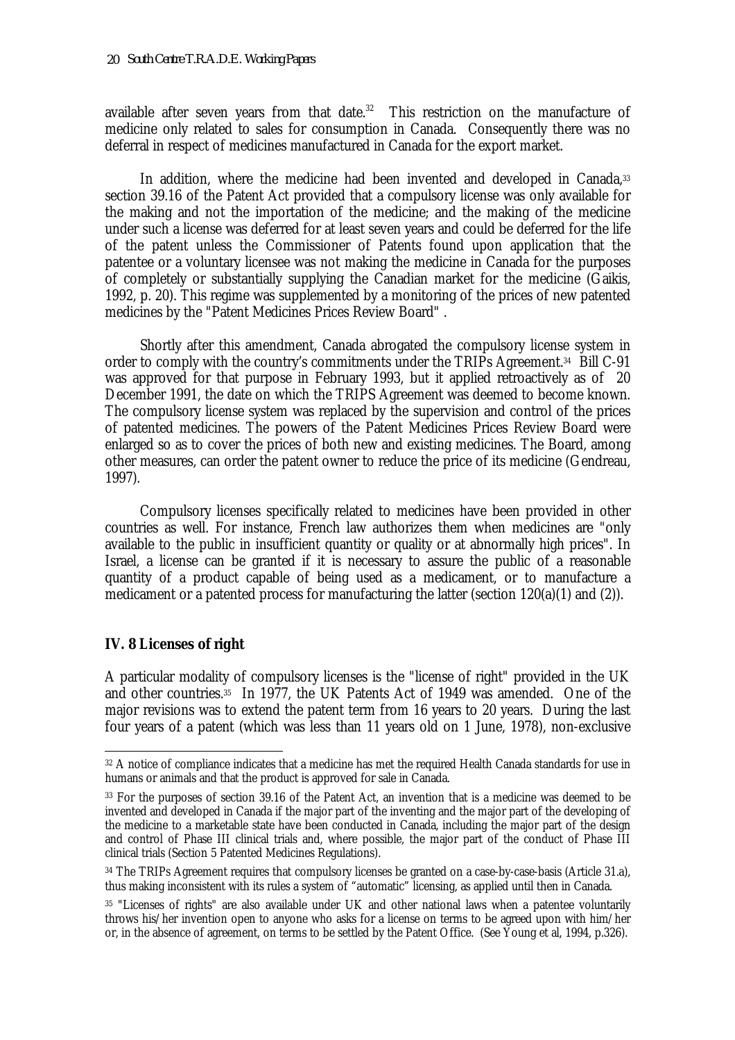available after seven years from that date.[32] This restriction on the manufacture of medicine only related to sales for consumption in Canada. Consequently there was no deferral in respect of medicines manufactured in Canada for the export market.

In addition, where the medicine had been invented and developed in Canada,[33] section 39.16 of the Patent Act provided that a compulsory license was only available for the making and not the importation of the medicine; and the making of the medicine under such a license was deferred for at least seven years and could be deferred for the life of the patent unless the Commissioner of Patents found upon application that the patentee or a voluntary licensee was not making the medicine in Canada for the purposes of completely or substantially supplying the Canadian market for the medicine (Gaikis, 1992, p. 20). This regime was supplemented by a monitoring of the prices of new patented medicines by the "Patent Medicines Prices Review Board" .

Shortly after this amendment, Canada abrogated the compulsory license system in order to comply with the country's commitments under the TRIPs Agreement.[34] Bill C-91 was approved for that purpose in February 1993, but it applied retroactively as of 20 December 1991, the date on which the TRIPS Agreement was deemed to become known. The compulsory license system was replaced by the supervision and control of the prices of patented medicines. The powers of the Patent Medicines Prices Review Board were enlarged so as to cover the prices of both new and existing medicines. The Board, among other measures, can order the patent owner to reduce the price of its medicine (Gendreau, 1997).

Compulsory licenses specifically related to medicines have been provided in other countries as well. For instance, French law authorizes them when medicines are "only available to the public in insufficient quantity or quality or at abnormally high prices". In Israel, a license can be granted if it is necessary to assure the public of a reasonable quantity of a product capable of being used as a medicament, or to manufacture a medicament or a patented process for manufacturing the latter (section 120(a)(1) and (2)).

## IV. 8 Licenses of right

A particular modality of compulsory licenses is the "license of right" provided in the UK and other countries.[35] In 1977, the UK Patents Act of 1949 was amended. One of the major revisions was to extend the patent term from 16 years to 20 years. During the last four years of a patent (which was less than 11 years old on 1 June, 1978), non-exclusive

---

[32] A notice of compliance indicates that a medicine has met the required Health Canada standards for use in humans or animals and that the product is approved for sale in Canada.

[33] For the purposes of section 39.16 of the Patent Act, an invention that is a medicine was deemed to be invented and developed in Canada if the major part of the inventing and the major part of the developing of the medicine to a marketable state have been conducted in Canada, including the major part of the design and control of Phase III clinical trials and, where possible, the major part of the conduct of Phase III clinical trials (Section 5 Patented Medicines Regulations).

[34] The TRIPs Agreement requires that compulsory licenses be granted on a case-by-case-basis (Article 31.a), thus making inconsistent with its rules a system of "automatic" licensing, as applied until then in Canada.

[35] "Licenses of rights" are also available under UK and other national laws when a patentee voluntarily throws his/her invention open to anyone who asks for a license on terms to be agreed upon with him/her or, in the absence of agreement, on terms to be settled by the Patent Office. (See Young et al, 1994, p.326).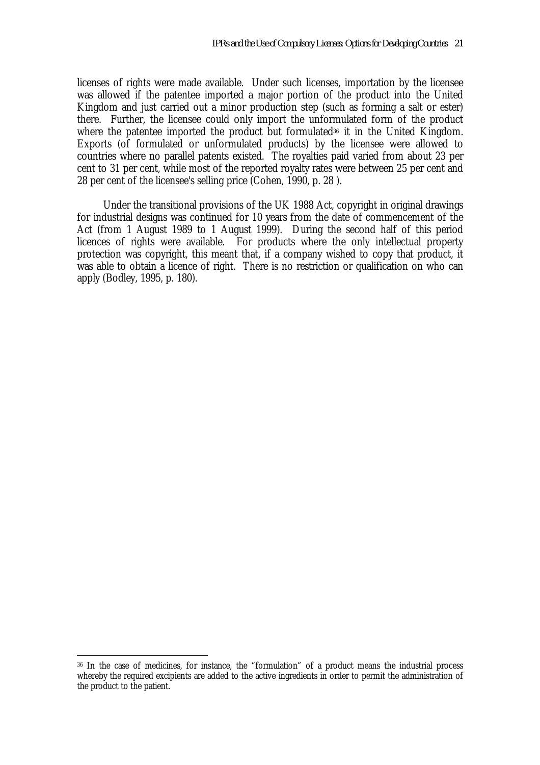licenses of rights were made available. Under such licenses, importation by the licensee was allowed if the patentee imported a major portion of the product into the United Kingdom and just carried out a minor production step (such as forming a salt or ester) there. Further, the licensee could only import the unformulated form of the product where the patentee imported the product but formulated[36] it in the United Kingdom. Exports (of formulated or unformulated products) by the licensee were allowed to countries where no parallel patents existed. The royalties paid varied from about 23 per cent to 31 per cent, while most of the reported royalty rates were between 25 per cent and 28 per cent of the licensee's selling price (Cohen, 1990, p. 28 ).

Under the transitional provisions of the UK 1988 Act, copyright in original drawings for industrial designs was continued for 10 years from the date of commencement of the Act (from 1 August 1989 to 1 August 1999). During the second half of this period licences of rights were available. For products where the only intellectual property protection was copyright, this meant that, if a company wished to copy that product, it was able to obtain a licence of right. There is no restriction or qualification on who can apply (Bodley, 1995, p. 180).

---

[36] In the case of medicines, for instance, the "formulation" of a product means the industrial process whereby the required excipients are added to the active ingredients in order to permit the administration of the product to the patient.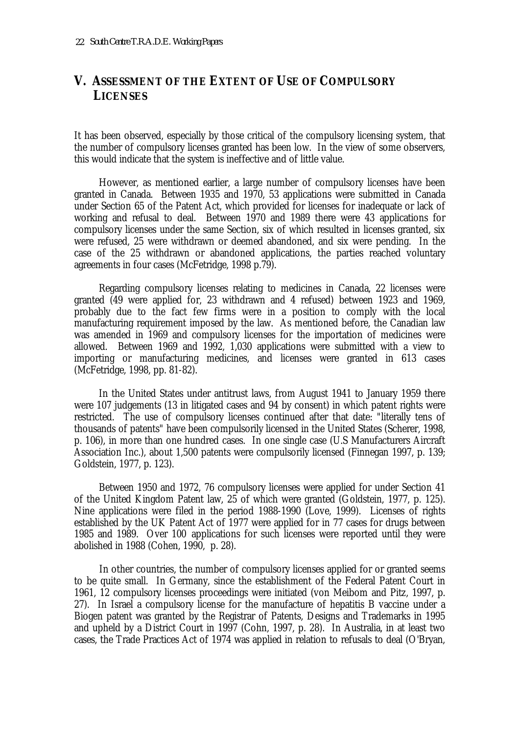## V. ASSESSMENT OF THE EXTENT OF USE OF COMPULSORY LICENSES

It has been observed, especially by those critical of the compulsory licensing system, that the number of compulsory licenses granted has been low. In the view of some observers, this would indicate that the system is ineffective and of little value.

However, as mentioned earlier, a large number of compulsory licenses have been granted in Canada. Between 1935 and 1970, 53 applications were submitted in Canada under Section 65 of the Patent Act, which provided for licenses for inadequate or lack of working and refusal to deal. Between 1970 and 1989 there were 43 applications for compulsory licenses under the same Section, six of which resulted in licenses granted, six were refused, 25 were withdrawn or deemed abandoned, and six were pending. In the case of the 25 withdrawn or abandoned applications, the parties reached voluntary agreements in four cases (McFetridge, 1998 p.79).

Regarding compulsory licenses relating to medicines in Canada, 22 licenses were granted (49 were applied for, 23 withdrawn and 4 refused) between 1923 and 1969, probably due to the fact few firms were in a position to comply with the local manufacturing requirement imposed by the law. As mentioned before, the Canadian law was amended in 1969 and compulsory licenses for the importation of medicines were allowed. Between 1969 and 1992, 1,030 applications were submitted with a view to importing or manufacturing medicines, and licenses were granted in 613 cases (McFetridge, 1998, pp. 81-82).

In the United States under antitrust laws, from August 1941 to January 1959 there were 107 judgements (13 in litigated cases and 94 by consent) in which patent rights were restricted. The use of compulsory licenses continued after that date: "literally tens of thousands of patents" have been compulsorily licensed in the United States (Scherer, 1998, p. 106), in more than one hundred cases. In one single case (U.S Manufacturers Aircraft Association Inc.), about 1,500 patents were compulsorily licensed (Finnegan 1997, p. 139; Goldstein, 1977, p. 123).

Between 1950 and 1972, 76 compulsory licenses were applied for under Section 41 of the United Kingdom Patent law, 25 of which were granted (Goldstein, 1977, p. 125). Nine applications were filed in the period 1988-1990 (Love, 1999). Licenses of rights established by the UK Patent Act of 1977 were applied for in 77 cases for drugs between 1985 and 1989. Over 100 applications for such licenses were reported until they were abolished in 1988 (Cohen, 1990, p. 28).

In other countries, the number of compulsory licenses applied for or granted seems to be quite small. In Germany, since the establishment of the Federal Patent Court in 1961, 12 compulsory licenses proceedings were initiated (von Meibom and Pitz, 1997, p. 27). In Israel a compulsory license for the manufacture of hepatitis B vaccine under a Biogen patent was granted by the Registrar of Patents, Designs and Trademarks in 1995 and upheld by a District Court in 1997 (Cohn, 1997, p. 28). In Australia, in at least two cases, the Trade Practices Act of 1974 was applied in relation to refusals to deal (O'Bryan,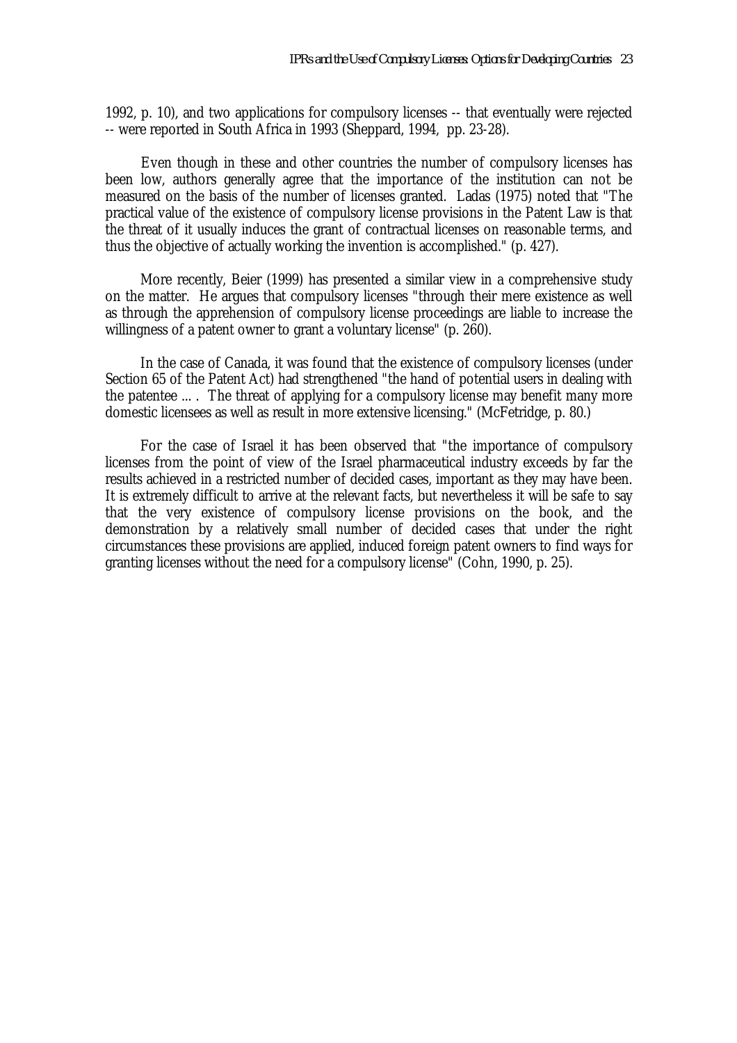1992, p. 10), and two applications for compulsory licenses -- that eventually were rejected -- were reported in South Africa in 1993 (Sheppard, 1994, pp. 23-28).

Even though in these and other countries the number of compulsory licenses has been low, authors generally agree that the importance of the institution can not be measured on the basis of the number of licenses granted. Ladas (1975) noted that "The practical value of the existence of compulsory license provisions in the Patent Law is that the threat of it usually induces the grant of contractual licenses on reasonable terms, and thus the objective of actually working the invention is accomplished." (p. 427).

More recently, Beier (1999) has presented a similar view in a comprehensive study on the matter. He argues that compulsory licenses "through their mere existence as well as through the apprehension of compulsory license proceedings are liable to increase the willingness of a patent owner to grant a voluntary license" (p. 260).

In the case of Canada, it was found that the existence of compulsory licenses (under Section 65 of the Patent Act) had strengthened "the hand of potential users in dealing with the patentee ... . The threat of applying for a compulsory license may benefit many more domestic licensees as well as result in more extensive licensing." (McFetridge, p. 80.)

For the case of Israel it has been observed that "the importance of compulsory licenses from the point of view of the Israel pharmaceutical industry exceeds by far the results achieved in a restricted number of decided cases, important as they may have been. It is extremely difficult to arrive at the relevant facts, but nevertheless it will be safe to say that the very existence of compulsory license provisions on the book, and the demonstration by a relatively small number of decided cases that under the right circumstances these provisions are applied, induced foreign patent owners to find ways for granting licenses without the need for a compulsory license" (Cohn, 1990, p. 25).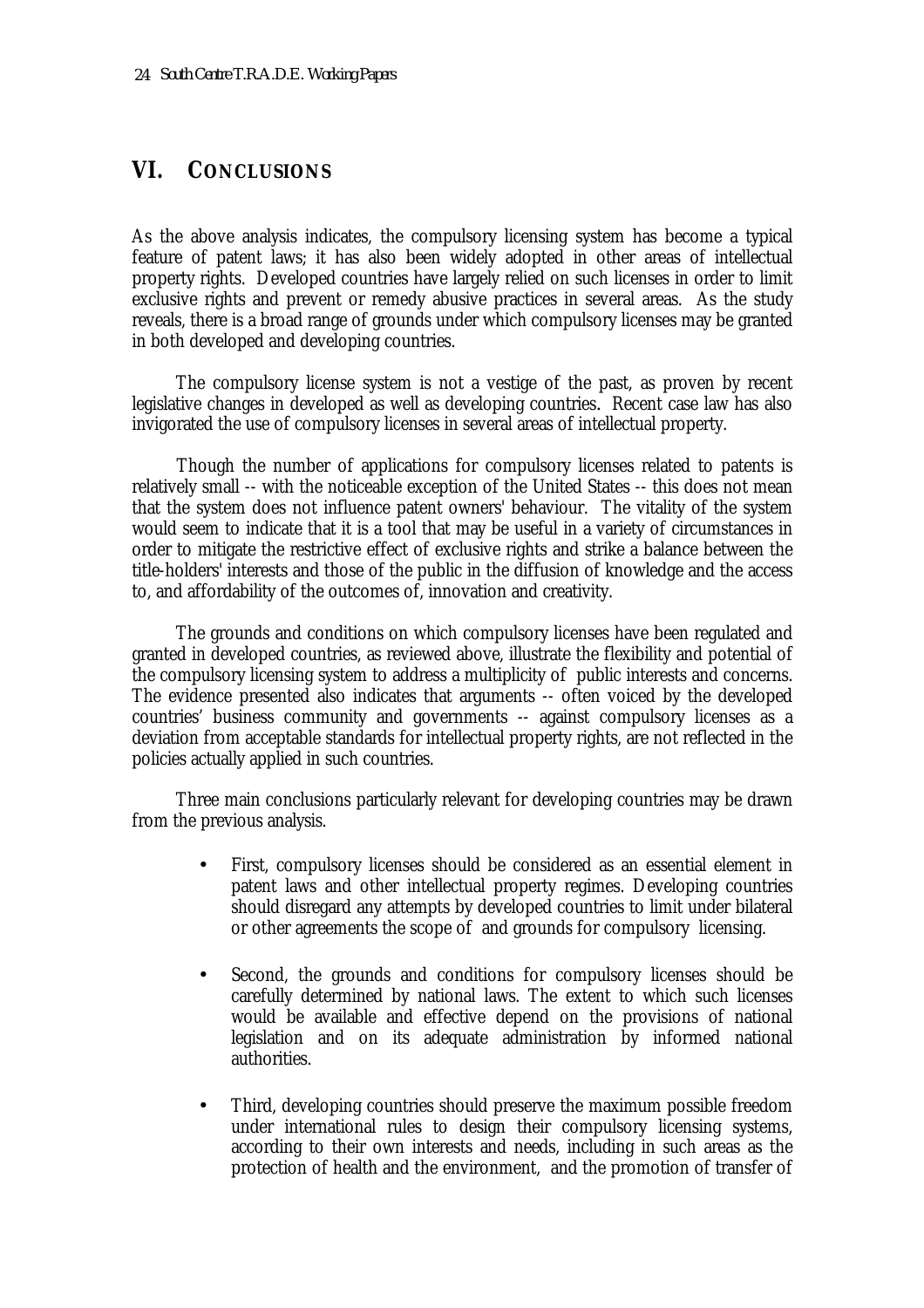## VI. CONCLUSIONS

As the above analysis indicates, the compulsory licensing system has become a typical feature of patent laws; it has also been widely adopted in other areas of intellectual property rights. Developed countries have largely relied on such licenses in order to limit exclusive rights and prevent or remedy abusive practices in several areas. As the study reveals, there is a broad range of grounds under which compulsory licenses may be granted in both developed and developing countries.

The compulsory license system is not a vestige of the past, as proven by recent legislative changes in developed as well as developing countries. Recent case law has also invigorated the use of compulsory licenses in several areas of intellectual property.

Though the number of applications for compulsory licenses related to patents is relatively small -- with the noticeable exception of the United States -- this does not mean that the system does not influence patent owners' behaviour. The vitality of the system would seem to indicate that it is a tool that may be useful in a variety of circumstances in order to mitigate the restrictive effect of exclusive rights and strike a balance between the title-holders' interests and those of the public in the diffusion of knowledge and the access to, and affordability of the outcomes of, innovation and creativity.

The grounds and conditions on which compulsory licenses have been regulated and granted in developed countries, as reviewed above, illustrate the flexibility and potential of the compulsory licensing system to address a multiplicity of public interests and concerns. The evidence presented also indicates that arguments -- often voiced by the developed countries' business community and governments -- against compulsory licenses as a deviation from acceptable standards for intellectual property rights, are not reflected in the policies actually applied in such countries.

Three main conclusions particularly relevant for developing countries may be drawn from the previous analysis.

- First, compulsory licenses should be considered as an essential element in patent laws and other intellectual property regimes. Developing countries should disregard any attempts by developed countries to limit under bilateral or other agreements the scope of and grounds for compulsory licensing.

- Second, the grounds and conditions for compulsory licenses should be carefully determined by national laws. The extent to which such licenses would be available and effective depend on the provisions of national legislation and on its adequate administration by informed national authorities.

- Third, developing countries should preserve the maximum possible freedom under international rules to design their compulsory licensing systems, according to their own interests and needs, including in such areas as the protection of health and the environment, and the promotion of transfer of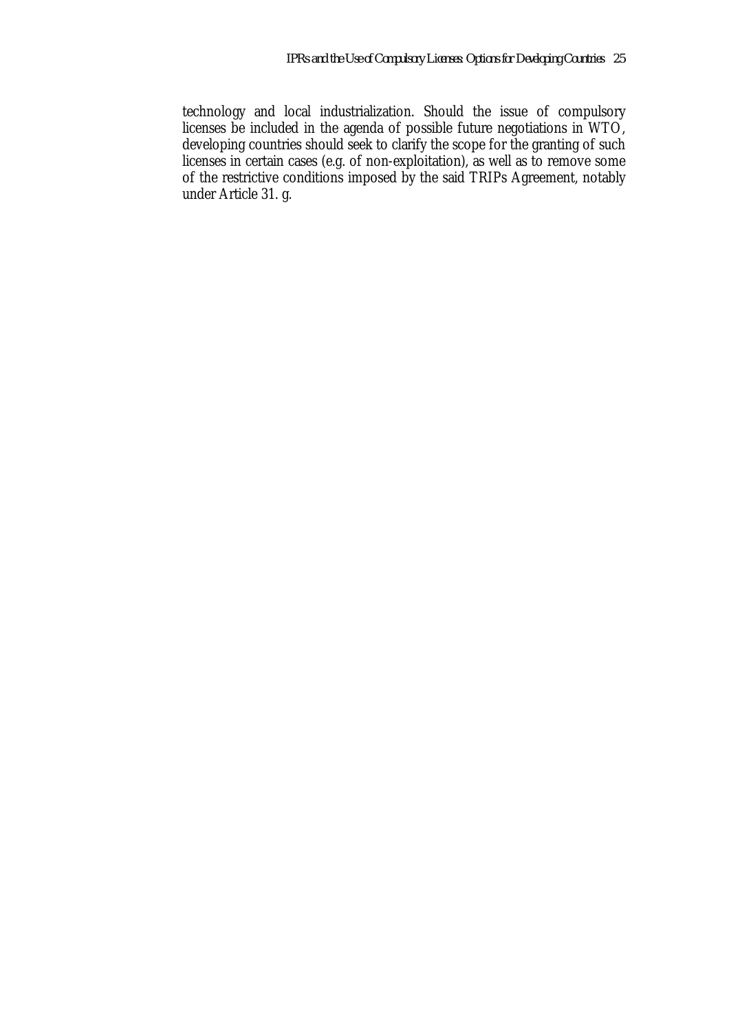technology and local industrialization. Should the issue of compulsory licenses be included in the agenda of possible future negotiations in WTO, developing countries should seek to clarify the scope for the granting of such licenses in certain cases (e.g. of non-exploitation), as well as to remove some of the restrictive conditions imposed by the said TRIPs Agreement, notably under Article 31. g.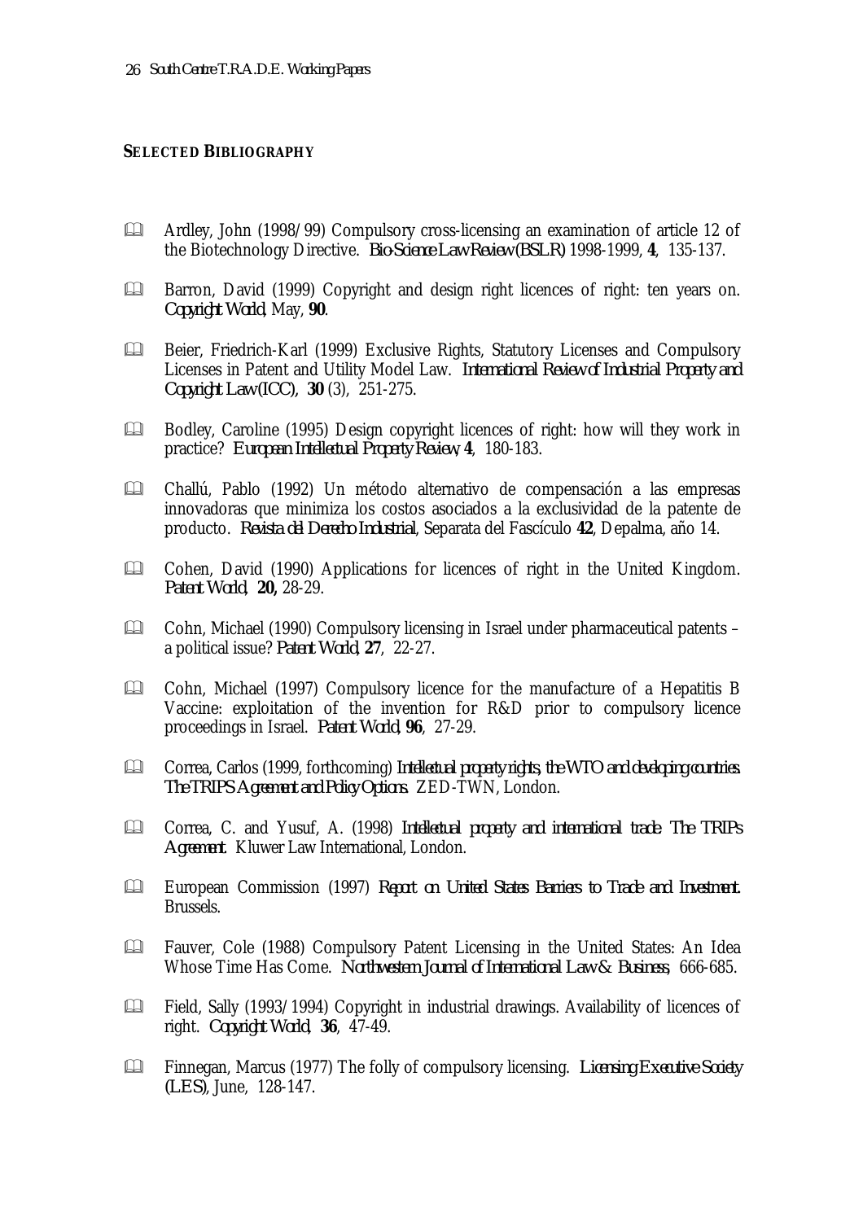## SELECTED BIBLIOGRAPHY

- Ardley, John (1998/99) Compulsory cross-licensing an examination of article 12 of the Biotechnology Directive. *Bio-Science Law Review (BSLR)* 1998-1999, **4**, 135-137.

- Barron, David (1999) Copyright and design right licences of right: ten years on. *Copyright World*, May, **90**.

- Beier, Friedrich-Karl (1999) Exclusive Rights, Statutory Licenses and Compulsory Licenses in Patent and Utility Model Law. *International Review of Industrial Property and Copyright Law (ICC)*, **30** (3), 251-275.

- Bodley, Caroline (1995) Design copyright licences of right: how will they work in practice? *European Intellectual Property Review*, **4**, 180-183.

- Challú, Pablo (1992) Un método alternativo de compensación a las empresas innovadoras que minimiza los costos asociados a la exclusividad de la patente de producto. *Revista del Derecho Industrial*, Separata del Fascículo **42**, Depalma, año 14.

- Cohen, David (1990) Applications for licences of right in the United Kingdom. *Patent World*, **20,** 28-29.

- Cohn, Michael (1990) Compulsory licensing in Israel under pharmaceutical patents – a political issue? *Patent World*, **27**, 22-27.

- Cohn, Michael (1997) Compulsory licence for the manufacture of a Hepatitis B Vaccine: exploitation of the invention for R&D prior to compulsory licence proceedings in Israel. *Patent World*, **96**, 27-29.

- Correa, Carlos (1999, forthcoming) *Intellectual property rights, the WTO and developing countries. The TRIPS Agreement and Policy Options.* ZED-TWN, London.

- Correa, C. and Yusuf, A. (1998) *Intellectual property and international trade: The TRIPs Agreement.* Kluwer Law International, London.

- European Commission (1997) *Report on United States Barriers to Trade and Investment.* Brussels.

- Fauver, Cole (1988) Compulsory Patent Licensing in the United States: An Idea Whose Time Has Come. *Northwestern Journal of International Law & Business*, 666-685.

- Field, Sally (1993/1994) Copyright in industrial drawings. Availability of licences of right. *Copyright World*, **36**, 47-49.

- Finnegan, Marcus (1977) The folly of compulsory licensing. *Licensing Executive Society (LES)*, June, 128-147.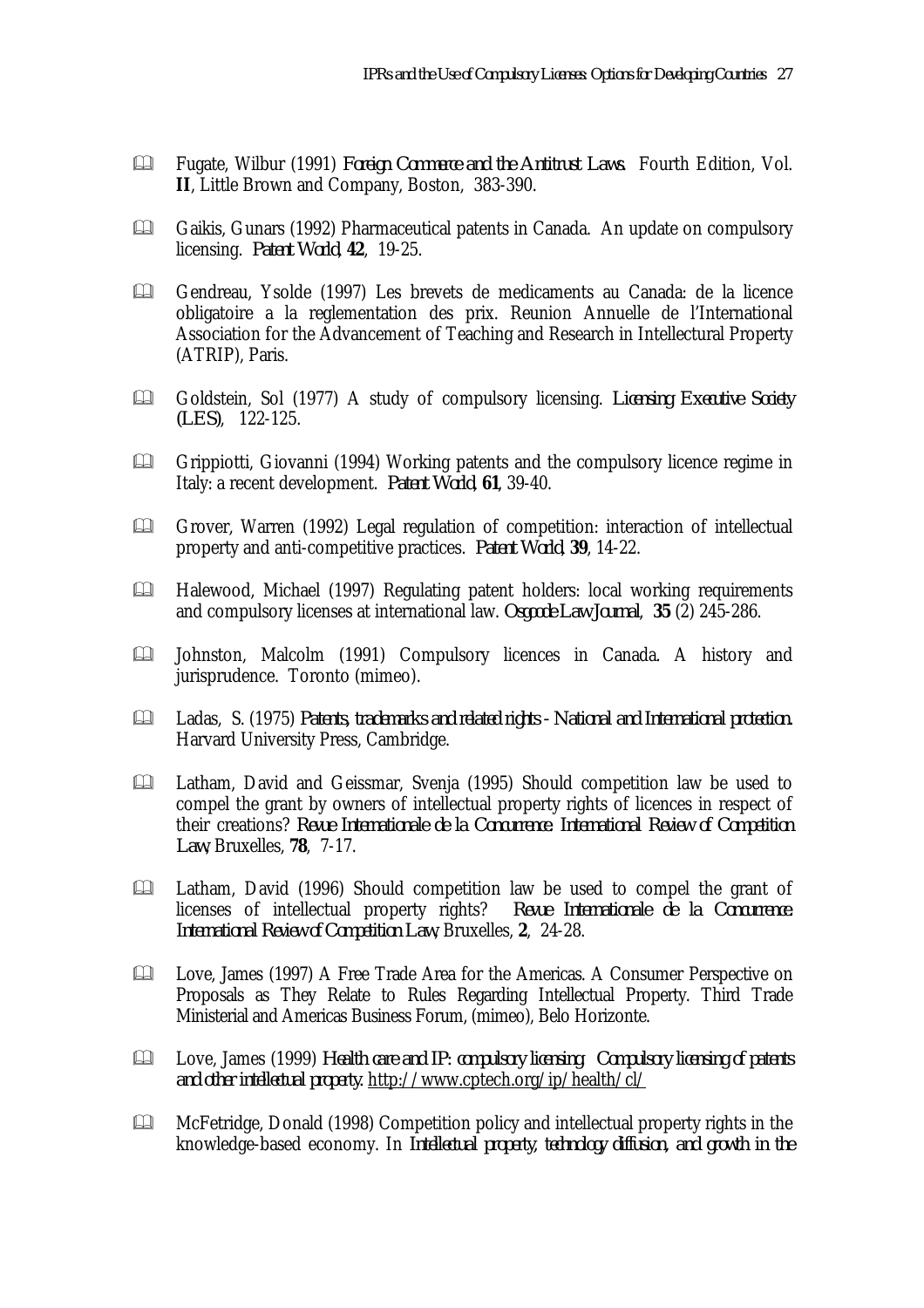- Fugate, Wilbur (1991) *Foreign Commerce and the Antitrust Laws.* Fourth Edition, Vol. **II**, Little Brown and Company, Boston, 383-390.

- Gaikis, Gunars (1992) Pharmaceutical patents in Canada. An update on compulsory licensing. *Patent World*, **42**, 19-25.

- Gendreau, Ysolde (1997) Les brevets de medicaments au Canada: de la licence obligatoire a la reglementation des prix. Reunion Annuelle de l'International Association for the Advancement of Teaching and Research in Intellectual Property (ATRIP), Paris.

- Goldstein, Sol (1977) A study of compulsory licensing. *Licensing Executive Society (LES)*, 122-125.

- Grippiotti, Giovanni (1994) Working patents and the compulsory licence regime in Italy: a recent development. *Patent World*, **61**, 39-40.

- Grover, Warren (1992) Legal regulation of competition: interaction of intellectual property and anti-competitive practices. *Patent World*, **39**, 14-22.

- Halewood, Michael (1997) Regulating patent holders: local working requirements and compulsory licenses at international law. *Osgoode Law Journal*, **35** (2) 245-286.

- Johnston, Malcolm (1991) Compulsory licences in Canada. A history and jurisprudence. Toronto (mimeo).

- Ladas, S. (1975) *Patents, trademarks and related rights - National and International protection.* Harvard University Press, Cambridge.

- Latham, David and Geissmar, Svenja (1995) Should competition law be used to compel the grant by owners of intellectual property rights of licences in respect of their creations? *Revue Internationale de la Concurrence. International Review of Competition Law*, Bruxelles, **78**, 7-17.

- Latham, David (1996) Should competition law be used to compel the grant of licenses of intellectual property rights? *Revue Internationale de la Concurrence. International Review of Competition Law*, Bruxelles, **2**, 24-28.

- Love, James (1997) A Free Trade Area for the Americas. A Consumer Perspective on Proposals as They Relate to Rules Regarding Intellectual Property. Third Trade Ministerial and Americas Business Forum, (mimeo), Belo Horizonte.

- Love, James (1999) *Health care and IP: compulsory licensing. Compulsory licensing of patents and other intellectual property.* http://www.cptech.org/ip/health/cl/

- McFetridge, Donald (1998) Competition policy and intellectual property rights in the knowledge-based economy. In *Intellectual property, technology diffusion, and growth in the*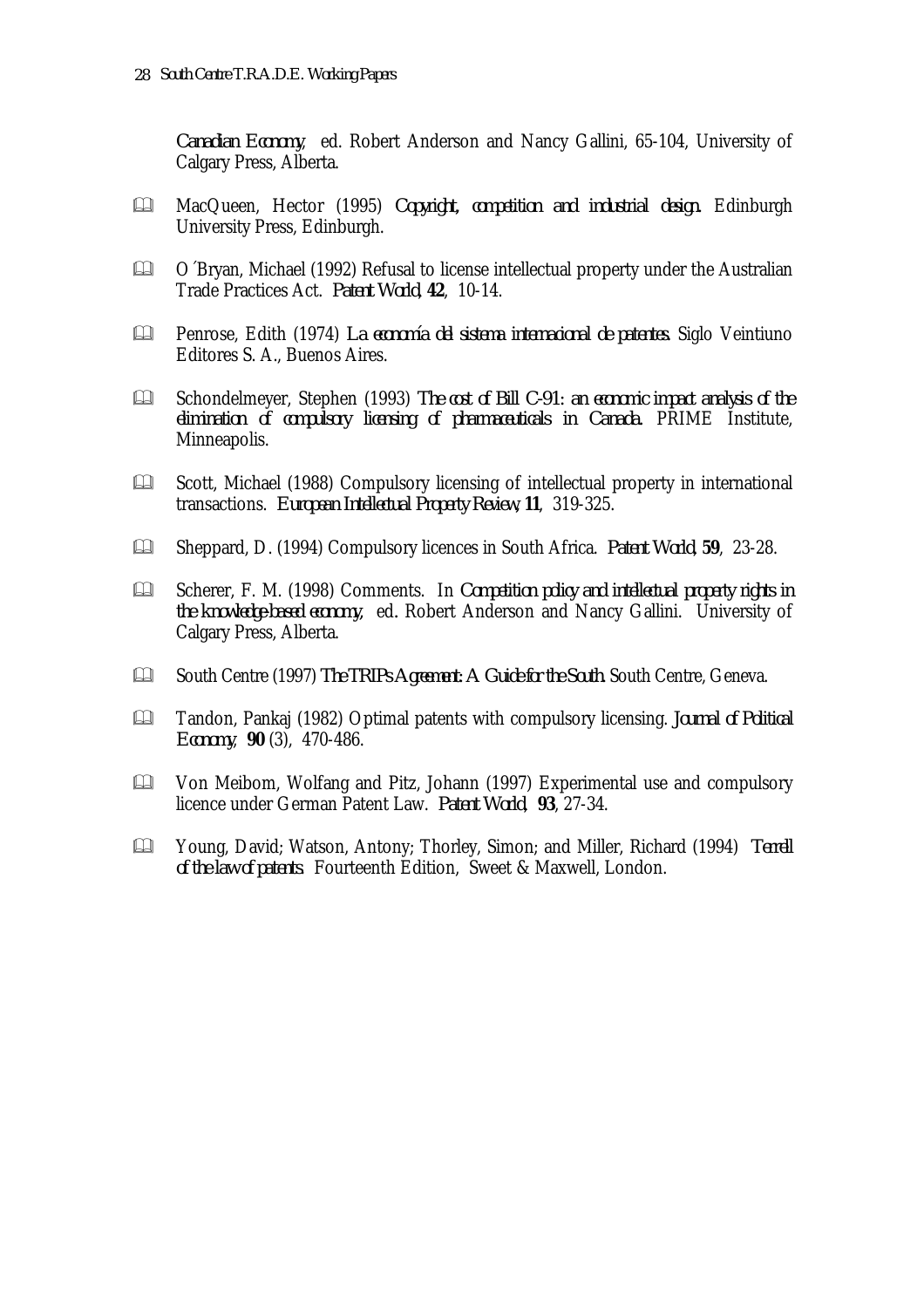*Canadian Economy*, ed. Robert Anderson and Nancy Gallini, 65-104, University of Calgary Press, Alberta.

- MacQueen, Hector (1995) *Copyright, competition and industrial design.* Edinburgh University Press, Edinburgh.

- O´Bryan, Michael (1992) Refusal to license intellectual property under the Australian Trade Practices Act. *Patent World*, **42**, 10-14.

- Penrose, Edith (1974) *La economía del sistema internacional de patentes.* Siglo Veintiuno Editores S. A., Buenos Aires.

- Schondelmeyer, Stephen (1993) *The cost of Bill C-91: an economic impact analysis of the elimination of compulsory licensing of pharmaceuticals in Canada.* PRIME Institute, Minneapolis.

- Scott, Michael (1988) Compulsory licensing of intellectual property in international transactions. *European Intellectual Property Review*, **11**, 319-325.

- Sheppard, D. (1994) Compulsory licences in South Africa. *Patent World*, **59**, 23-28.

- Scherer, F. M. (1998) Comments. In *Competition policy and intellectual property rights in the knowledge-based economy*, ed. Robert Anderson and Nancy Gallini. University of Calgary Press, Alberta.

- South Centre (1997) *The TRIPs Agreement: A Guide for the South.* South Centre, Geneva.

- Tandon, Pankaj (1982) Optimal patents with compulsory licensing. *Journal of Political Economy*, **90** (3), 470-486.

- Von Meibom, Wolfang and Pitz, Johann (1997) Experimental use and compulsory licence under German Patent Law. *Patent World*, **93**, 27-34.

- Young, David; Watson, Antony; Thorley, Simon; and Miller, Richard (1994) *Terrell of the law of patents.* Fourteenth Edition, Sweet & Maxwell, London.